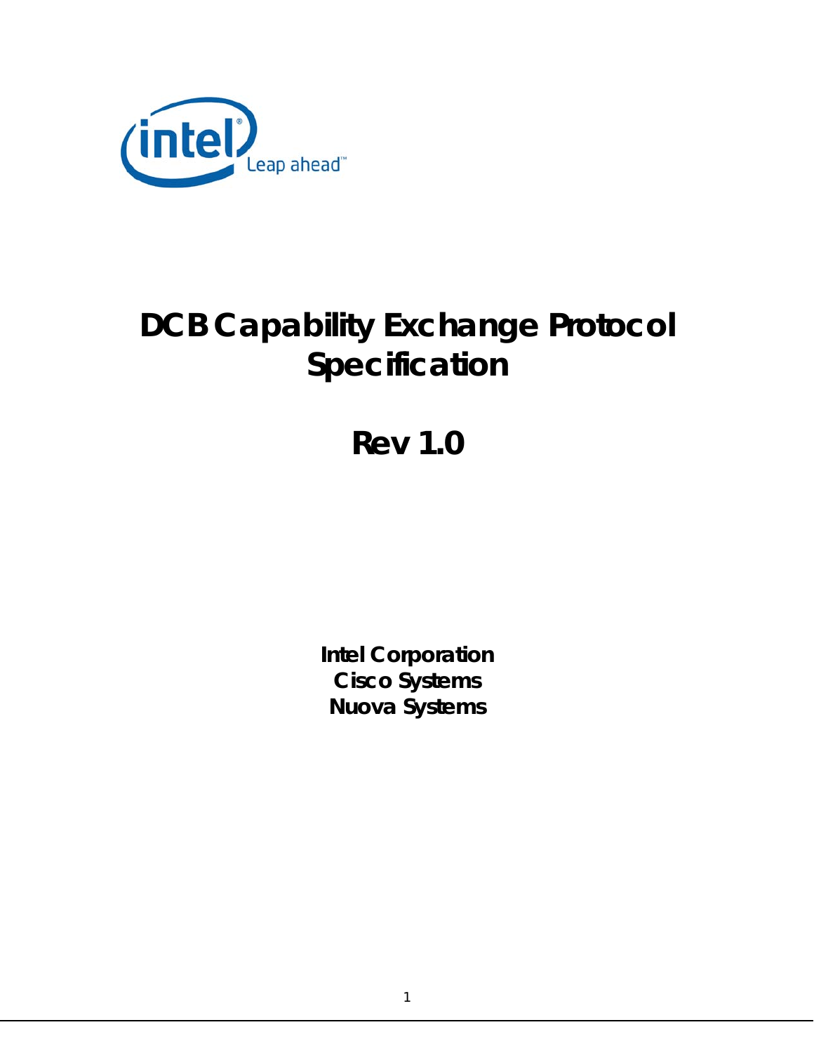# DCB Capability Exchange Protocol Specification

## Rev 1.0

**Intel Corporation**
**Cisco Systems**
**Nuova Systems**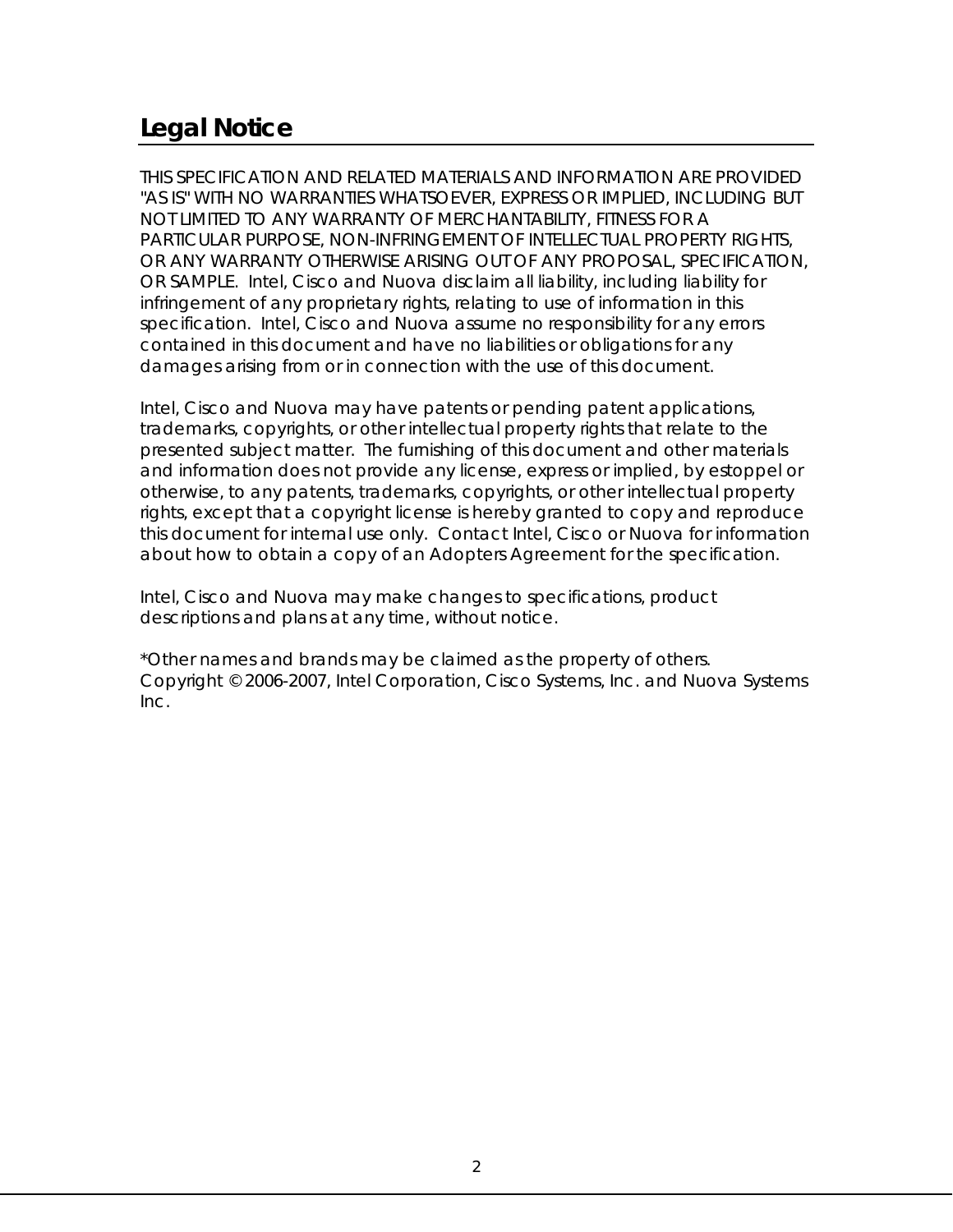## Legal Notice

THIS SPECIFICATION AND RELATED MATERIALS AND INFORMATION ARE PROVIDED "AS IS" WITH NO WARRANTIES WHATSOEVER, EXPRESS OR IMPLIED, INCLUDING BUT NOT LIMITED TO ANY WARRANTY OF MERCHANTABILITY, FITNESS FOR A PARTICULAR PURPOSE, NON-INFRINGEMENT OF INTELLECTUAL PROPERTY RIGHTS, OR ANY WARRANTY OTHERWISE ARISING OUT OF ANY PROPOSAL, SPECIFICATION, OR SAMPLE. Intel, Cisco and Nuova disclaim all liability, including liability for infringement of any proprietary rights, relating to use of information in this specification. Intel, Cisco and Nuova assume no responsibility for any errors contained in this document and have no liabilities or obligations for any damages arising from or in connection with the use of this document.

Intel, Cisco and Nuova may have patents or pending patent applications, trademarks, copyrights, or other intellectual property rights that relate to the presented subject matter. The furnishing of this document and other materials and information does not provide any license, express or implied, by estoppel or otherwise, to any patents, trademarks, copyrights, or other intellectual property rights, except that a copyright license is hereby granted to copy and reproduce this document for internal use only. Contact Intel, Cisco or Nuova for information about how to obtain a copy of an Adopters Agreement for the specification.

Intel, Cisco and Nuova may make changes to specifications, product descriptions and plans at any time, without notice.

*Other names and brands may be claimed as the property of others.
Copyright © 2006-2007, Intel Corporation, Cisco Systems, Inc. and Nuova Systems Inc.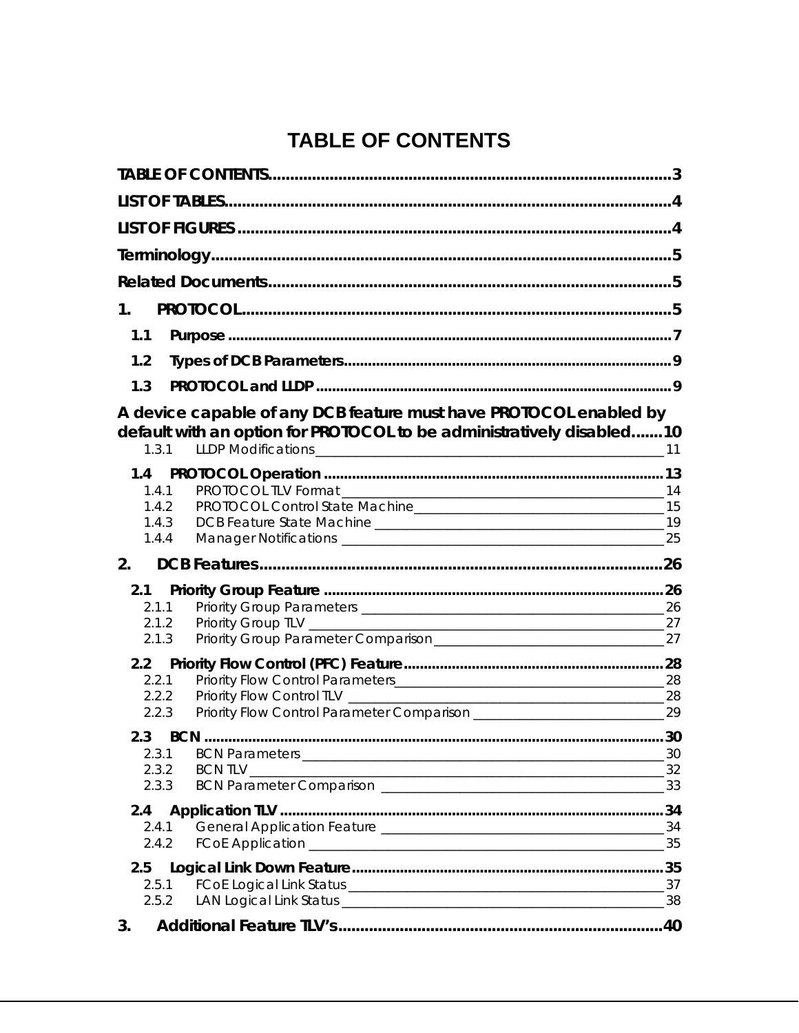# TABLE OF CONTENTS

TABLE OF CONTENTS.......................................................................................3

LIST OF TABLES.............................................................................................4

LIST OF FIGURES...........................................................................................4

Terminology.....................................................................................................5

Related Documents........................................................................................5

1. PROTOCOL.................................................................................................5

- 1.1 Purpose...................................................................................................7
- 1.2 Types of DCB Parameters......................................................................9
- 1.3 PROTOCOL and LLDP............................................................................9

A device capable of any DCB feature must have PROTOCOL enabled by default with an option for PROTOCOL to be administratively disabled.......10

- 1.3.1 LLDP Modifications ______ 11
- 1.4 PROTOCOL Operation...........................................................................13
  - 1.4.1 PROTOCOL TLV Format ______ 14
  - 1.4.2 PROTOCOL Control State Machine ______ 15
  - 1.4.3 DCB Feature State Machine ______ 19
  - 1.4.4 Manager Notifications ______ 25

2. DCB Features.............................................................................................26

- 2.1 Priority Group Feature...........................................................................26
  - 2.1.1 Priority Group Parameters ______ 26
  - 2.1.2 Priority Group TLV ______ 27
  - 2.1.3 Priority Group Parameter Comparison ______ 27
- 2.2 Priority Flow Control (PFC) Feature.....................................................28
  - 2.2.1 Priority Flow Control Parameters ______ 28
  - 2.2.2 Priority Flow Control TLV ______ 28
  - 2.2.3 Priority Flow Control Parameter Comparison ______ 29
- 2.3 BCN.......................................................................................................30
  - 2.3.1 BCN Parameters ______ 30
  - 2.3.2 BCN TLV ______ 32
  - 2.3.3 BCN Parameter Comparison ______ 33
- 2.4 Application TLV.....................................................................................34
  - 2.4.1 General Application Feature ______ 34
  - 2.4.2 FCoE Application ______ 35
- 2.5 Logical Link Down Feature...................................................................35
  - 2.5.1 FCoE Logical Link Status ______ 37
  - 2.5.2 LAN Logical Link Status ______ 38

3. Additional Feature TLV's.........................................................................40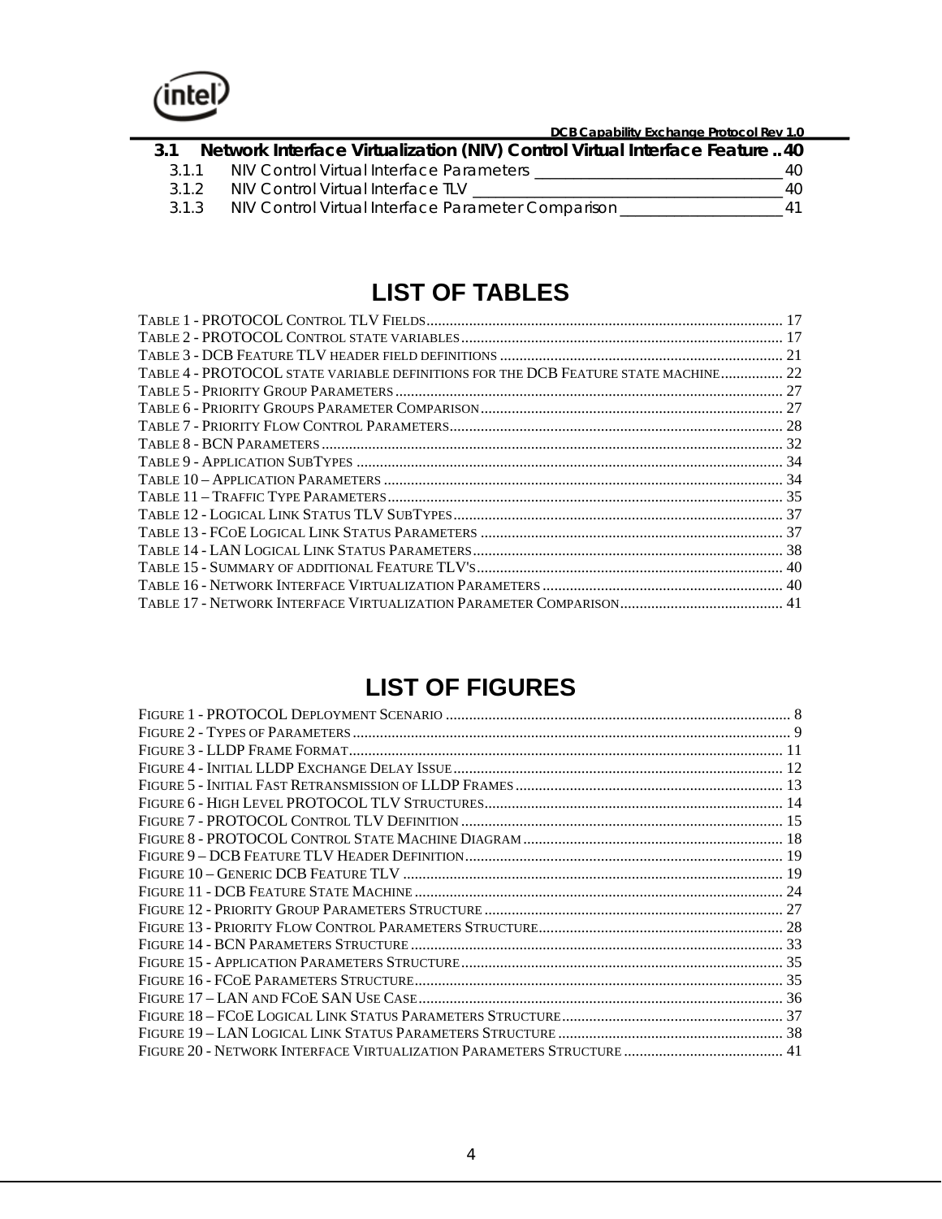3.1 Network Interface Virtualization (NIV) Control Virtual Interface Feature .. 40

3.1.1 NIV Control Virtual Interface Parameters ____ 40

3.1.2 NIV Control Virtual Interface TLV ____ 40

3.1.3 NIV Control Virtual Interface Parameter Comparison ____ 41

# LIST OF TABLES

TABLE 1 - PROTOCOL CONTROL TLV FIELDS .......... 17
TABLE 2 - PROTOCOL CONTROL STATE VARIABLES .......... 17
TABLE 3 - DCB FEATURE TLV HEADER FIELD DEFINITIONS .......... 21
TABLE 4 - PROTOCOL STATE VARIABLE DEFINITIONS FOR THE DCB FEATURE STATE MACHINE .......... 22
TABLE 5 - PRIORITY GROUP PARAMETERS .......... 27
TABLE 6 - PRIORITY GROUPS PARAMETER COMPARISON .......... 27
TABLE 7 - PRIORITY FLOW CONTROL PARAMETERS .......... 28
TABLE 8 - BCN PARAMETERS .......... 32
TABLE 9 - APPLICATION SUBTYPES .......... 34
TABLE 10 – APPLICATION PARAMETERS .......... 34
TABLE 11 – TRAFFIC TYPE PARAMETERS .......... 35
TABLE 12 - LOGICAL LINK STATUS TLV SUBTYPES .......... 37
TABLE 13 - FCOE LOGICAL LINK STATUS PARAMETERS .......... 37
TABLE 14 - LAN LOGICAL LINK STATUS PARAMETERS .......... 38
TABLE 15 - SUMMARY OF ADDITIONAL FEATURE TLV'S .......... 40
TABLE 16 - NETWORK INTERFACE VIRTUALIZATION PARAMETERS .......... 40
TABLE 17 - NETWORK INTERFACE VIRTUALIZATION PARAMETER COMPARISON .......... 41

# LIST OF FIGURES

FIGURE 1 - PROTOCOL DEPLOYMENT SCENARIO .......... 8
FIGURE 2 - TYPES OF PARAMETERS .......... 9
FIGURE 3 - LLDP FRAME FORMAT .......... 11
FIGURE 4 - INITIAL LLDP EXCHANGE DELAY ISSUE .......... 12
FIGURE 5 - INITIAL FAST RETRANSMISSION OF LLDP FRAMES .......... 13
FIGURE 6 - HIGH LEVEL PROTOCOL TLV STRUCTURES .......... 14
FIGURE 7 - PROTOCOL CONTROL TLV DEFINITION .......... 15
FIGURE 8 - PROTOCOL CONTROL STATE MACHINE DIAGRAM .......... 18
FIGURE 9 – DCB FEATURE TLV HEADER DEFINITION .......... 19
FIGURE 10 – GENERIC DCB FEATURE TLV .......... 19
FIGURE 11 - DCB FEATURE STATE MACHINE .......... 24
FIGURE 12 - PRIORITY GROUP PARAMETERS STRUCTURE .......... 27
FIGURE 13 - PRIORITY FLOW CONTROL PARAMETERS STRUCTURE .......... 28
FIGURE 14 - BCN PARAMETERS STRUCTURE .......... 33
FIGURE 15 - APPLICATION PARAMETERS STRUCTURE .......... 35
FIGURE 16 - FCOE PARAMETERS STRUCTURE .......... 35
FIGURE 17 – LAN AND FCOE SAN USE CASE .......... 36
FIGURE 18 – FCOE LOGICAL LINK STATUS PARAMETERS STRUCTURE .......... 37
FIGURE 19 – LAN LOGICAL LINK STATUS PARAMETERS STRUCTURE .......... 38
FIGURE 20 - NETWORK INTERFACE VIRTUALIZATION PARAMETERS STRUCTURE .......... 41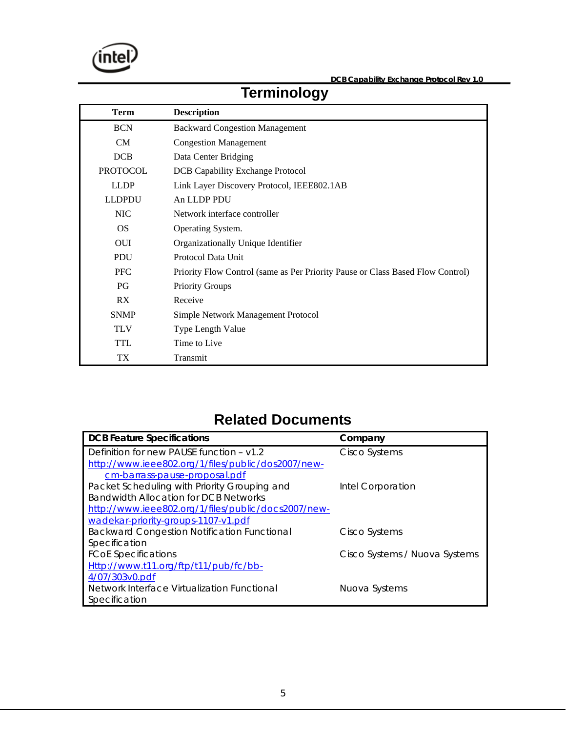# Terminology

| Term | Description |
|---|---|
| BCN | Backward Congestion Management |
| CM | Congestion Management |
| DCB | Data Center Bridging |
| PROTOCOL | DCB Capability Exchange Protocol |
| LLDP | Link Layer Discovery Protocol, IEEE802.1AB |
| LLDPDU | An LLDP PDU |
| NIC | Network interface controller |
| OS | Operating System. |
| OUI | Organizationally Unique Identifier |
| PDU | Protocol Data Unit |
| PFC | Priority Flow Control (same as Per Priority Pause or Class Based Flow Control) |
| PG | Priority Groups |
| RX | Receive |
| SNMP | Simple Network Management Protocol |
| TLV | Type Length Value |
| TTL | Time to Live |
| TX | Transmit |

# Related Documents

| DCB Feature Specifications | Company |
|---|---|
| Definition for new PAUSE function – v1.2 http://www.ieee802.org/1/files/public/dos2007/new-cm-barrass-pause-proposal.pdf | Cisco Systems |
| Packet Scheduling with Priority Grouping and Bandwidth Allocation for DCB Networks http://www.ieee802.org/1/files/public/docs2007/new-wadekar-priority-groups-1107-v1.pdf | Intel Corporation |
| Backward Congestion Notification Functional Specification | Cisco Systems |
| FCoE Specifications Http://www.t11.org/ftp/t11/pub/fc/bb-4/07/303v0.pdf | Cisco Systems / Nuova Systems |
| Network Interface Virtualization Functional Specification | Nuova Systems |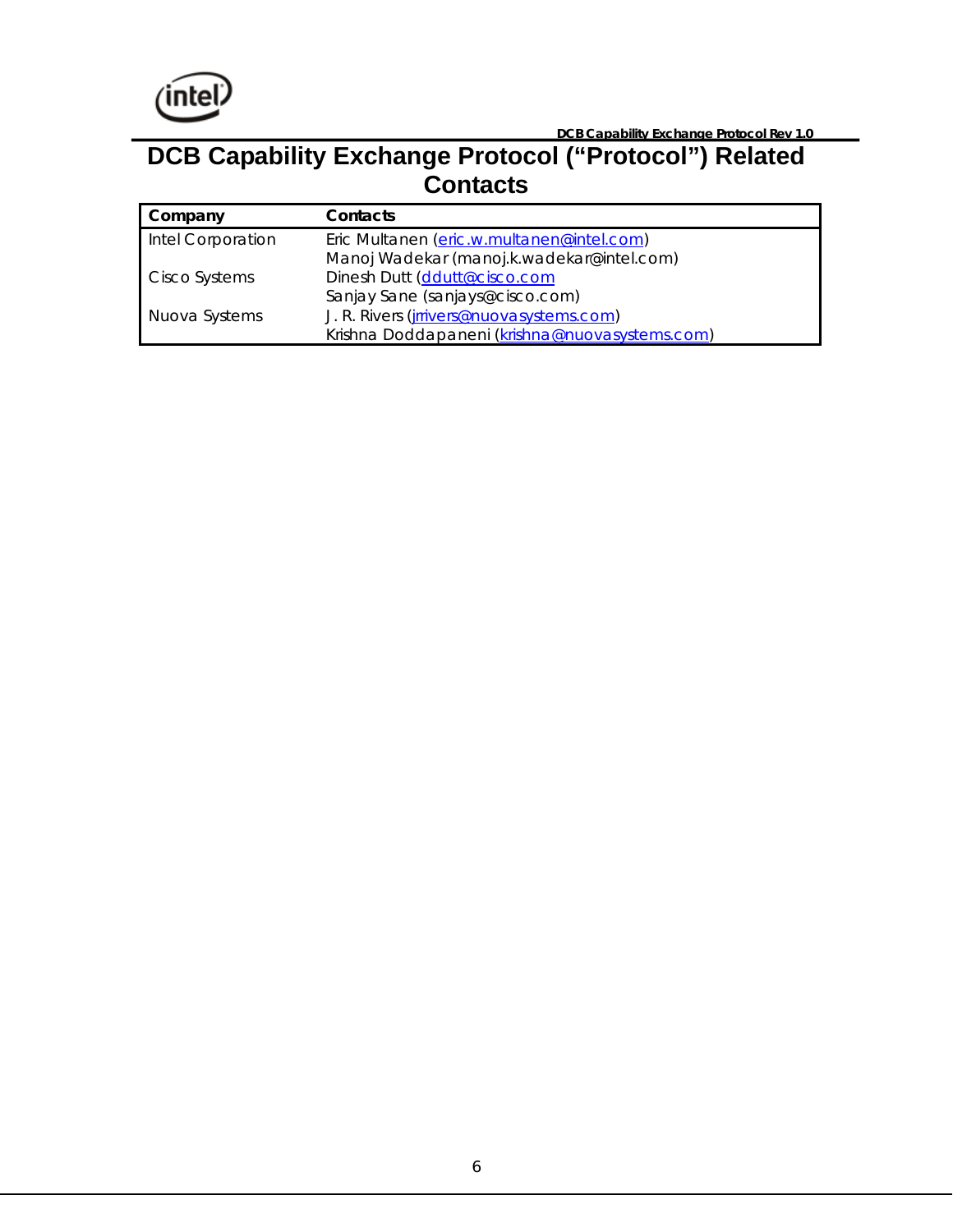# DCB Capability Exchange Protocol ("Protocol") Related Contacts

| Company | Contacts |
| --- | --- |
| Intel Corporation | Eric Multanen (eric.w.multanen@intel.com)<br>Manoj Wadekar (manoj.k.wadekar@intel.com) |
| Cisco Systems | Dinesh Dutt (ddutt@cisco.com<br>Sanjay Sane (sanjays@cisco.com) |
| Nuova Systems | J. R. Rivers (jrrivers@nuovasystems.com)<br>Krishna Doddapaneni (krishna@nuovasystems.com) |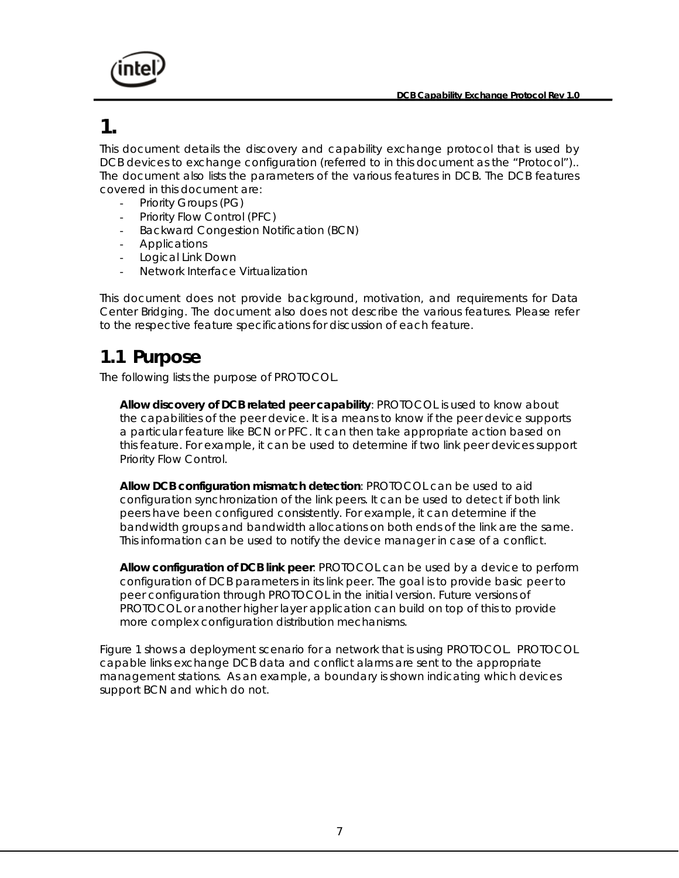# 1.

This document details the discovery and capability exchange protocol that is used by DCB devices to exchange configuration (referred to in this document as the "Protocol").. The document also lists the parameters of the various features in DCB. The DCB features covered in this document are:

- Priority Groups (PG)
- Priority Flow Control (PFC)
- Backward Congestion Notification (BCN)
- Applications
- Logical Link Down
- Network Interface Virtualization

This document does not provide background, motivation, and requirements for Data Center Bridging. The document also does not describe the various features. Please refer to the respective feature specifications for discussion of each feature.

## 1.1 Purpose

The following lists the purpose of PROTOCOL.

**Allow discovery of DCB related peer capability**: PROTOCOL is used to know about the capabilities of the peer device. It is a means to know if the peer device supports a particular feature like BCN or PFC. It can then take appropriate action based on this feature. For example, it can be used to determine if two link peer devices support Priority Flow Control.

**Allow DCB configuration mismatch detection**: PROTOCOL can be used to aid configuration synchronization of the link peers. It can be used to detect if both link peers have been configured consistently. For example, it can determine if the bandwidth groups and bandwidth allocations on both ends of the link are the same. This information can be used to notify the device manager in case of a conflict.

**Allow configuration of DCB link peer**: PROTOCOL can be used by a device to perform configuration of DCB parameters in its link peer. The goal is to provide basic peer to peer configuration through PROTOCOL in the initial version. Future versions of PROTOCOL or another higher layer application can build on top of this to provide more complex configuration distribution mechanisms.

Figure 1 shows a deployment scenario for a network that is using PROTOCOL. PROTOCOL capable links exchange DCB data and conflict alarms are sent to the appropriate management stations. As an example, a boundary is shown indicating which devices support BCN and which do not.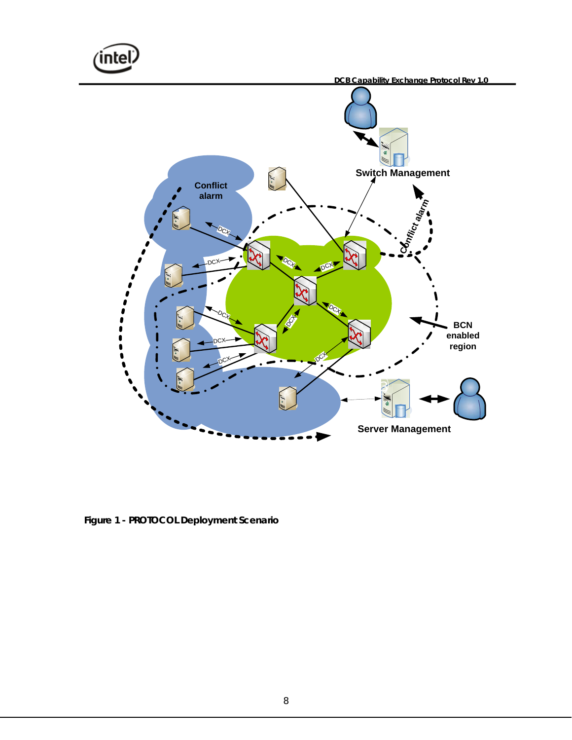Figure 1 - PROTOCOL Deployment Scenario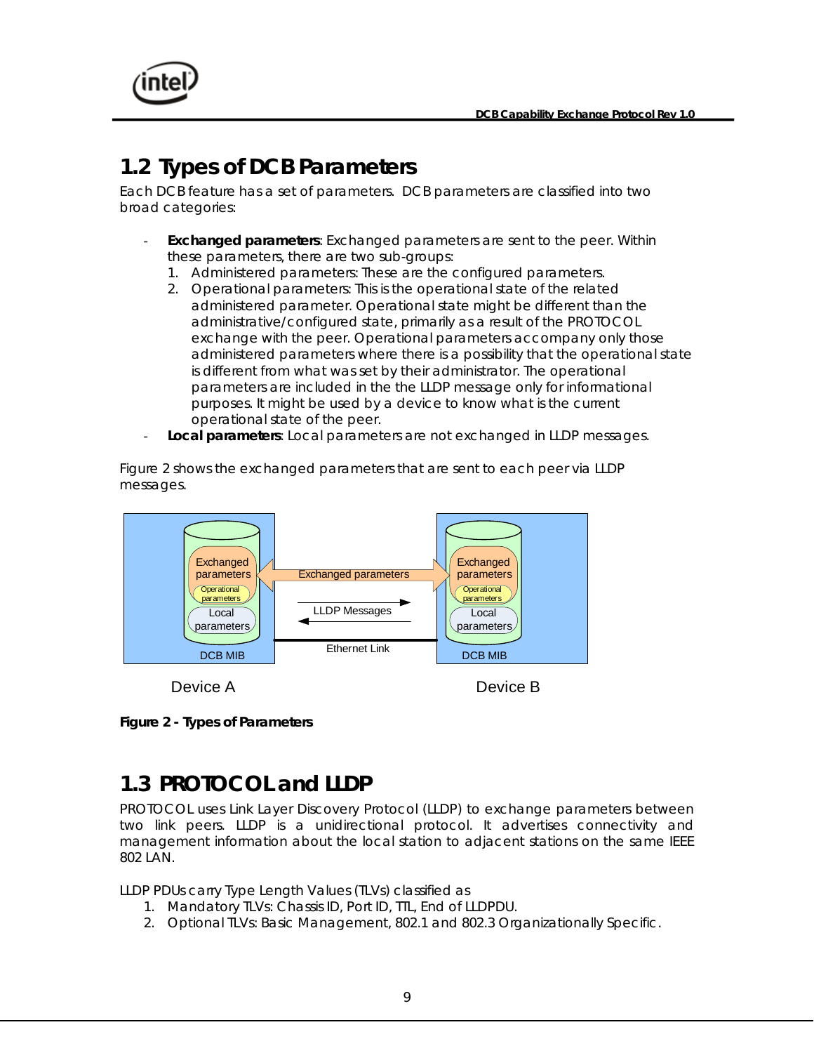## 1.2 Types of DCB Parameters

Each DCB feature has a set of parameters. DCB parameters are classified into two broad categories:

- **Exchanged parameters**: Exchanged parameters are sent to the peer. Within these parameters, there are two sub-groups:
  1. Administered parameters: These are the configured parameters.
  2. Operational parameters: This is the operational state of the related administered parameter. Operational state might be different than the administrative/configured state, primarily as a result of the PROTOCOL exchange with the peer. Operational parameters accompany only those administered parameters where there is a possibility that the operational state is different from what was set by their administrator. The operational parameters are included in the the LLDP message only for informational purposes. It might be used by a device to know what is the current operational state of the peer.
- **Local parameters**: Local parameters are not exchanged in LLDP messages.

Figure 2 shows the exchanged parameters that are sent to each peer via LLDP messages.

**Figure 2 - Types of Parameters**

## 1.3 PROTOCOL and LLDP

PROTOCOL uses Link Layer Discovery Protocol (LLDP) to exchange parameters between two link peers. LLDP is a unidirectional protocol. It advertises connectivity and management information about the local station to adjacent stations on the same IEEE 802 LAN.

LLDP PDUs carry Type Length Values (TLVs) classified as

1. Mandatory TLVs: Chassis ID, Port ID, TTL, End of LLDPDU.
2. Optional TLVs: Basic Management, 802.1 and 802.3 Organizationally Specific.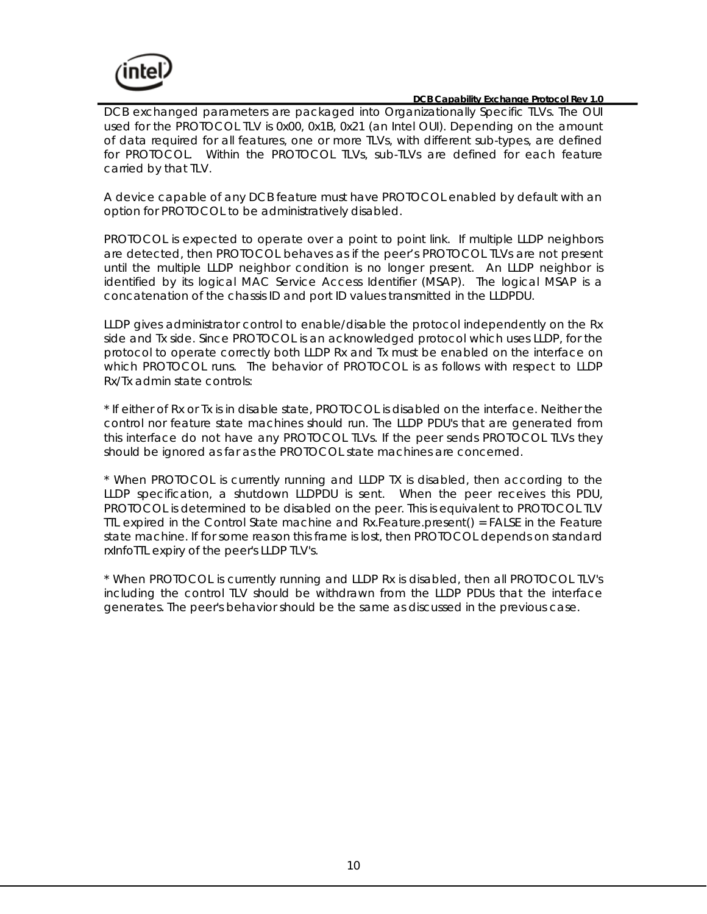DCB exchanged parameters are packaged into Organizationally Specific TLVs. The OUI used for the PROTOCOL TLV is 0x00, 0x1B, 0x21 (an Intel OUI). Depending on the amount of data required for all features, one or more TLVs, with different sub-types, are defined for PROTOCOL. Within the PROTOCOL TLVs, sub-TLVs are defined for each feature carried by that TLV.

A device capable of any DCB feature must have PROTOCOL enabled by default with an option for PROTOCOL to be administratively disabled.

PROTOCOL is expected to operate over a point to point link. If multiple LLDP neighbors are detected, then PROTOCOL behaves as if the peer's PROTOCOL TLVs are not present until the multiple LLDP neighbor condition is no longer present. An LLDP neighbor is identified by its logical MAC Service Access Identifier (MSAP). The logical MSAP is a concatenation of the chassis ID and port ID values transmitted in the LLDPDU.

LLDP gives administrator control to enable/disable the protocol independently on the Rx side and Tx side. Since PROTOCOL is an acknowledged protocol which uses LLDP, for the protocol to operate correctly both LLDP Rx and Tx must be enabled on the interface on which PROTOCOL runs. The behavior of PROTOCOL is as follows with respect to LLDP Rx/Tx admin state controls:

* If either of Rx or Tx is in disable state, PROTOCOL is disabled on the interface. Neither the control nor feature state machines should run. The LLDP PDU's that are generated from this interface do not have any PROTOCOL TLVs. If the peer sends PROTOCOL TLVs they should be ignored as far as the PROTOCOL state machines are concerned.

* When PROTOCOL is currently running and LLDP TX is disabled, then according to the LLDP specification, a shutdown LLDPDU is sent. When the peer receives this PDU, PROTOCOL is determined to be disabled on the peer. This is equivalent to PROTOCOL TLV TTL expired in the Control State machine and Rx.Feature.present() = FALSE in the Feature state machine. If for some reason this frame is lost, then PROTOCOL depends on standard rxInfoTTL expiry of the peer's LLDP TLV's.

* When PROTOCOL is currently running and LLDP Rx is disabled, then all PROTOCOL TLV's including the control TLV should be withdrawn from the LLDP PDUs that the interface generates. The peer's behavior should be the same as discussed in the previous case.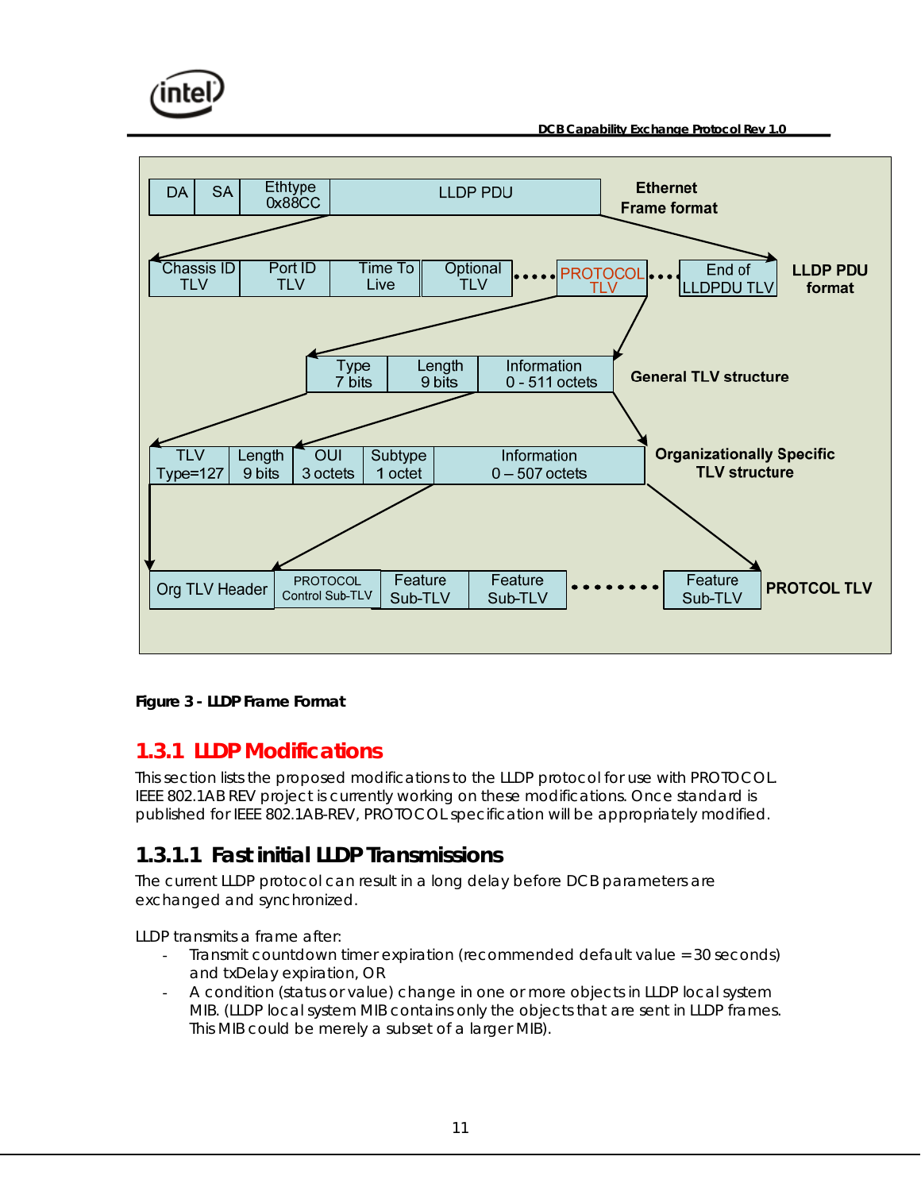DA | SA | Ethtype 0x88CC | LLDP PDU — Ethernet Frame format

Chassis ID TLV | Port ID TLV | Time To Live | Optional TLV | ••• | PROTOCOL TLV | ••• | End of LLDPDU TLV — LLDP PDU format

Type 7 bits | Length 9 bits | Information 0 - 511 octets — General TLV structure

TLV Type=127 | Length 9 bits | OUI 3 octets | Subtype 1 octet | Information 0 – 507 octets — Organizationally Specific TLV structure

Org TLV Header | PROTOCOL Control Sub-TLV | Feature Sub-TLV | Feature Sub-TLV | •••••••• | Feature Sub-TLV — PROTCOL TLV

**Figure 3 - LLDP Frame Format**

### 1.3.1 LLDP Modifications

This section lists the proposed modifications to the LLDP protocol for use with PROTOCOL. IEEE 802.1AB REV project is currently working on these modifications. Once standard is published for IEEE 802.1AB-REV, PROTOCOL specification will be appropriately modified.

#### 1.3.1.1 Fast initial LLDP Transmissions

The current LLDP protocol can result in a long delay before DCB parameters are exchanged and synchronized.

LLDP transmits a frame after:

- Transmit countdown timer expiration (recommended default value = 30 seconds) and txDelay expiration, OR
- A condition (status or value) change in one or more objects in LLDP local system MIB. (LLDP local system MIB contains only the objects that are sent in LLDP frames. This MIB could be merely a subset of a larger MIB).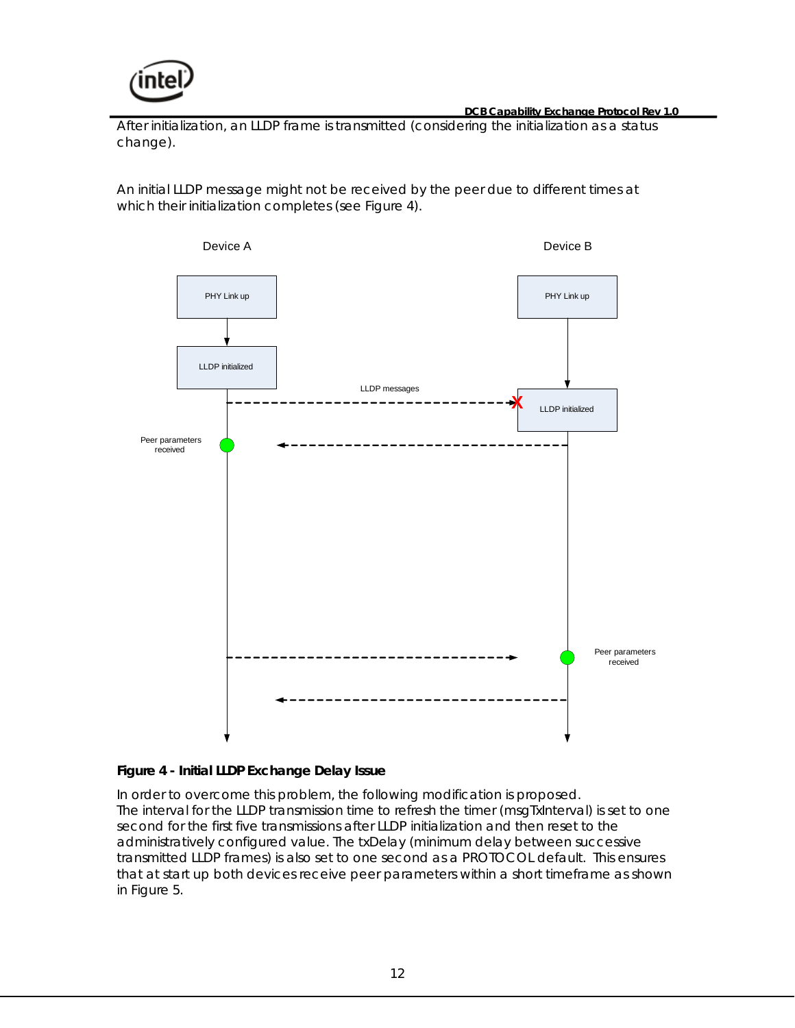After initialization, an LLDP frame is transmitted (considering the initialization as a status change).

An initial LLDP message might not be received by the peer due to different times at which their initialization completes (see Figure 4).

**Figure 4 - Initial LLDP Exchange Delay Issue**

In order to overcome this problem, the following modification is proposed. The interval for the LLDP transmission time to refresh the timer (msgTxInterval) is set to one second for the first five transmissions after LLDP initialization and then reset to the administratively configured value. The txDelay (minimum delay between successive transmitted LLDP frames) is also set to one second as a PROTOCOL default. This ensures that at start up both devices receive peer parameters within a short timeframe as shown in Figure 5.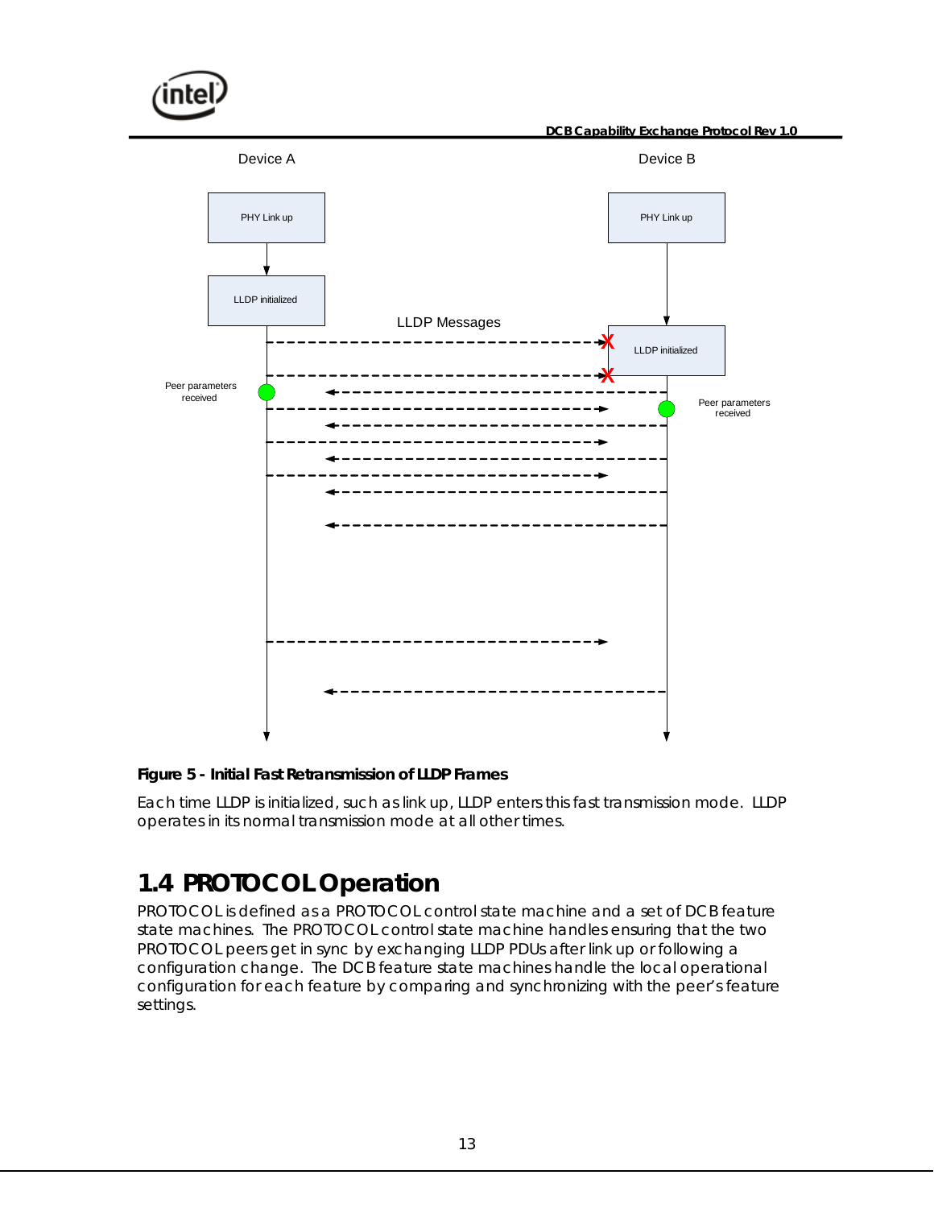Device A

Device B

PHY Link up

PHY Link up

LLDP initialized

LLDP Messages

LLDP initialized

Peer parameters received

Peer parameters received

**Figure 5 - Initial Fast Retransmission of LLDP Frames**

Each time LLDP is initialized, such as link up, LLDP enters this fast transmission mode. LLDP operates in its normal transmission mode at all other times.

## 1.4 PROTOCOL Operation

PROTOCOL is defined as a PROTOCOL control state machine and a set of DCB feature state machines. The PROTOCOL control state machine handles ensuring that the two PROTOCOL peers get in sync by exchanging LLDP PDUs after link up or following a configuration change. The DCB feature state machines handle the local operational configuration for each feature by comparing and synchronizing with the peer's feature settings.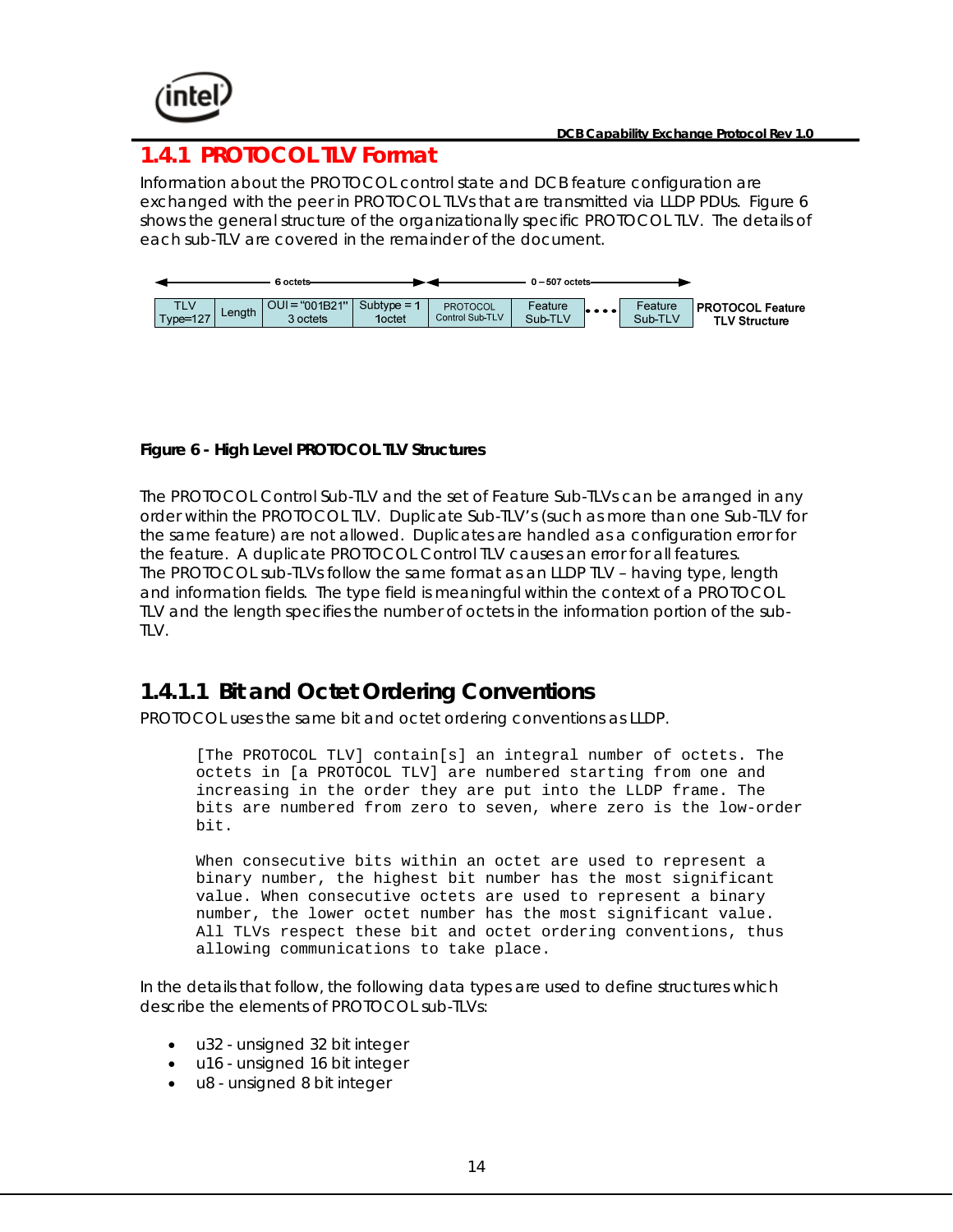## 1.4.1 PROTOCOL TLV Format

Information about the PROTOCOL control state and DCB feature configuration are exchanged with the peer in PROTOCOL TLVs that are transmitted via LLDP PDUs. Figure 6 shows the general structure of the organizationally specific PROTOCOL TLV. The details of each sub-TLV are covered in the remainder of the document.

| ← 6 octets → | | | | ← 0 – 507 octets → | | | | |
|---|---|---|---|---|---|---|---|---|
| TLV Type=127 | Length | OUI = "001B21" 3 octets | Subtype = 1 1octet | PROTOCOL Control Sub-TLV | Feature Sub-TLV | • • • • | Feature Sub-TLV | **PROTOCOL Feature TLV Structure** |

**Figure 6 - High Level PROTOCOL TLV Structures**

The PROTOCOL Control Sub-TLV and the set of Feature Sub-TLVs can be arranged in any order within the PROTOCOL TLV. Duplicate Sub-TLV's (such as more than one Sub-TLV for the same feature) are not allowed. Duplicates are handled as a configuration error for the feature. A duplicate PROTOCOL Control TLV causes an error for all features.
The PROTOCOL sub-TLVs follow the same format as an LLDP TLV – having type, length and information fields. The type field is meaningful within the context of a PROTOCOL TLV and the length specifies the number of octets in the information portion of the sub-TLV.

### 1.4.1.1 Bit and Octet Ordering Conventions

PROTOCOL uses the same bit and octet ordering conventions as LLDP.

```
[The PROTOCOL TLV] contain[s] an integral number of octets. The
octets in [a PROTOCOL TLV] are numbered starting from one and
increasing in the order they are put into the LLDP frame. The
bits are numbered from zero to seven, where zero is the low-order
bit.

When consecutive bits within an octet are used to represent a
binary number, the highest bit number has the most significant
value. When consecutive octets are used to represent a binary
number, the lower octet number has the most significant value.
All TLVs respect these bit and octet ordering conventions, thus
allowing communications to take place.
```

In the details that follow, the following data types are used to define structures which describe the elements of PROTOCOL sub-TLVs:

- u32 - unsigned 32 bit integer
- u16 - unsigned 16 bit integer
- u8 - unsigned 8 bit integer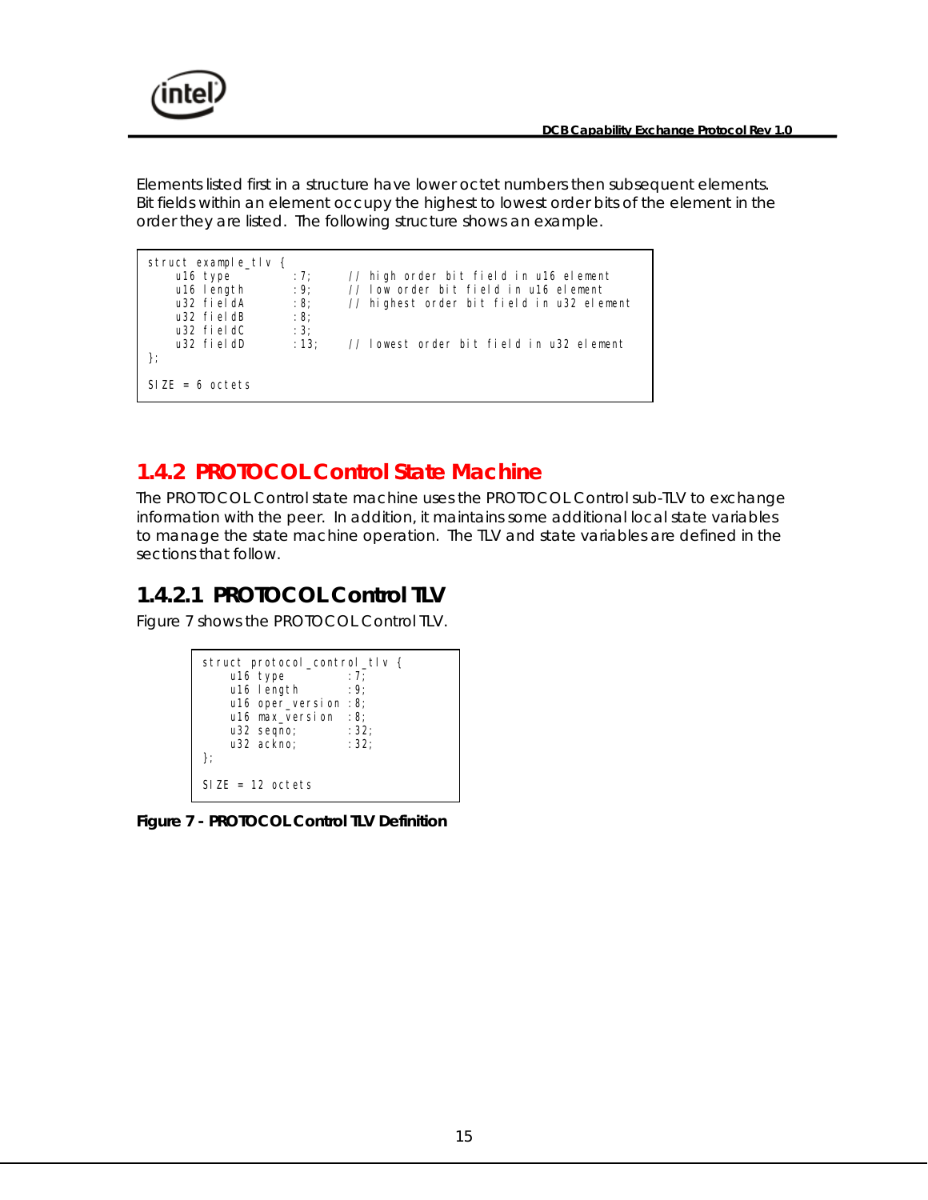Elements listed first in a structure have lower octet numbers then subsequent elements. Bit fields within an element occupy the highest to lowest order bits of the element in the order they are listed. The following structure shows an example.

```
struct example_tlv {
    u16 type        :7;     // high order bit field in u16 element
    u16 length      :9;     // low order bit field in u16 element
    u32 fieldA      :8;     // highest order bit field in u32 element
    u32 fieldB      :8;
    u32 fieldC      :3;
    u32 fieldD      :13;    // lowest order bit field in u32 element
};

SIZE = 6 octets
```

## 1.4.2 PROTOCOL Control State Machine

The PROTOCOL Control state machine uses the PROTOCOL Control sub-TLV to exchange information with the peer. In addition, it maintains some additional local state variables to manage the state machine operation. The TLV and state variables are defined in the sections that follow.

### 1.4.2.1 PROTOCOL Control TLV

Figure 7 shows the PROTOCOL Control TLV.

```
struct protocol_control_tlv {
    u16 type          :7;
    u16 length        :9;
    u16 oper_version :8;
    u16 max_version  :8;
    u32 seqno;        :32;
    u32 ackno;        :32;
};

SIZE = 12 octets
```

**Figure 7 - PROTOCOL Control TLV Definition**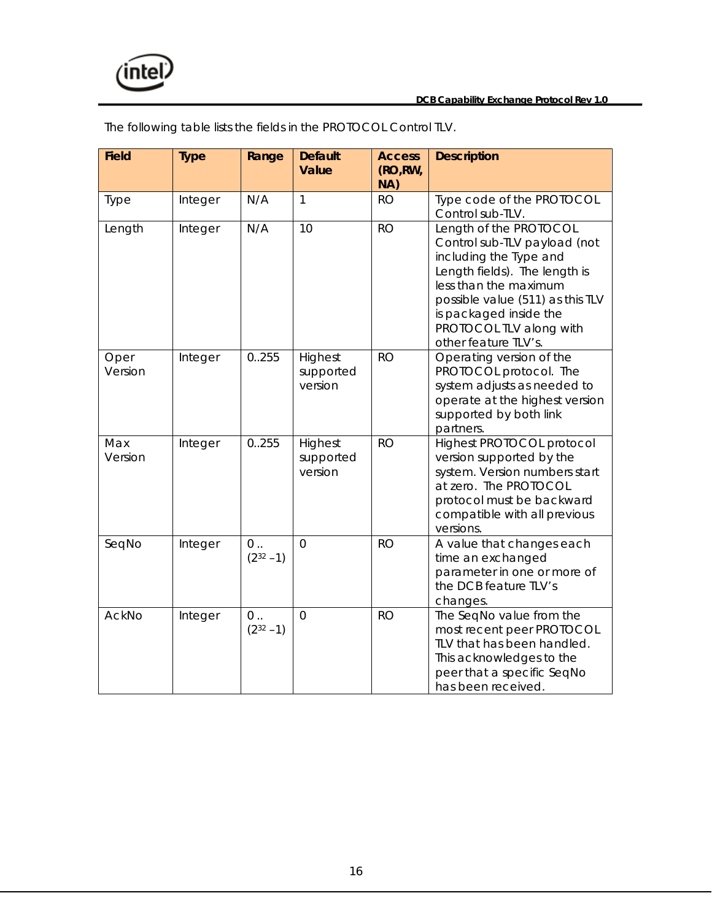The following table lists the fields in the PROTOCOL Control TLV.

| Field | Type | Range | Default Value | Access (RO,RW, NA) | Description |
|---|---|---|---|---|---|
| Type | Integer | N/A | 1 | RO | Type code of the PROTOCOL Control sub-TLV. |
| Length | Integer | N/A | 10 | RO | Length of the PROTOCOL Control sub-TLV payload (not including the Type and Length fields). The length is less than the maximum possible value (511) as this TLV is packaged inside the PROTOCOL TLV along with other feature TLV's. |
| Oper Version | Integer | 0..255 | Highest supported version | RO | Operating version of the PROTOCOL protocol. The system adjusts as needed to operate at the highest version supported by both link partners. |
| Max Version | Integer | 0..255 | Highest supported version | RO | Highest PROTOCOL protocol version supported by the system. Version numbers start at zero. The PROTOCOL protocol must be backward compatible with all previous versions. |
| SeqNo | Integer | 0 .. ($2^{32}$ –1) | 0 | RO | A value that changes each time an exchanged parameter in one or more of the DCB feature TLV's changes. |
| AckNo | Integer | 0 .. ($2^{32}$ –1) | 0 | RO | The SeqNo value from the most recent peer PROTOCOL TLV that has been handled. This acknowledges to the peer that a specific SeqNo has been received. |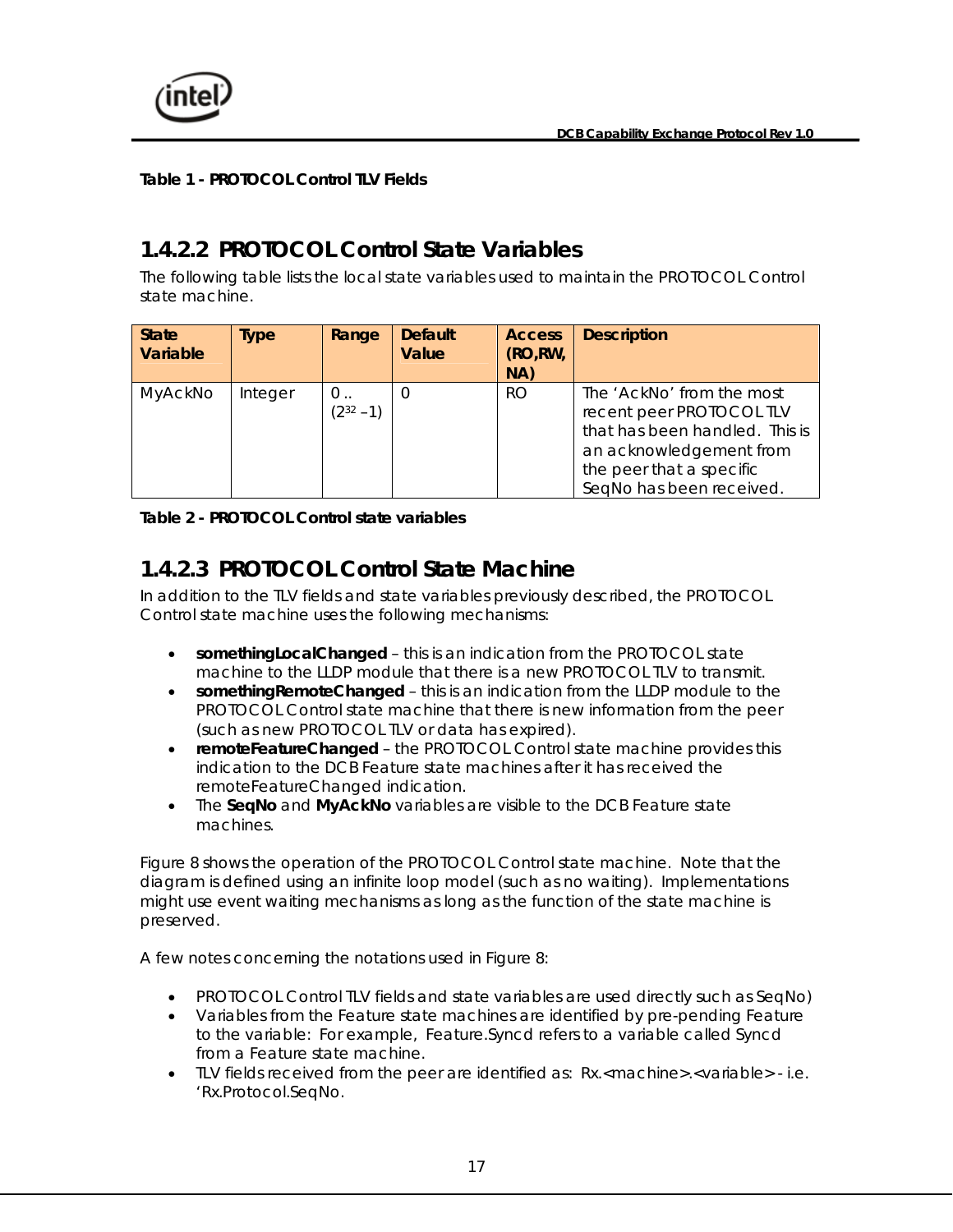**Table 1 - PROTOCOL Control TLV Fields**

### 1.4.2.2 PROTOCOL Control State Variables

The following table lists the local state variables used to maintain the PROTOCOL Control state machine.

| State Variable | Type | Range | Default Value | Access (RO,RW, NA) | Description |
|---|---|---|---|---|---|
| MyAckNo | Integer | 0 .. $(2^{32} - 1)$ | 0 | RO | The 'AckNo' from the most recent peer PROTOCOL TLV that has been handled. This is an acknowledgement from the peer that a specific SeqNo has been received. |

**Table 2 - PROTOCOL Control state variables**

### 1.4.2.3 PROTOCOL Control State Machine

In addition to the TLV fields and state variables previously described, the PROTOCOL Control state machine uses the following mechanisms:

- **somethingLocalChanged** – this is an indication from the PROTOCOL state machine to the LLDP module that there is a new PROTOCOL TLV to transmit.
- **somethingRemoteChanged** – this is an indication from the LLDP module to the PROTOCOL Control state machine that there is new information from the peer (such as new PROTOCOL TLV or data has expired).
- **remoteFeatureChanged** – the PROTOCOL Control state machine provides this indication to the DCB Feature state machines after it has received the remoteFeatureChanged indication.
- The **SeqNo** and **MyAckNo** variables are visible to the DCB Feature state machines.

Figure 8 shows the operation of the PROTOCOL Control state machine. Note that the diagram is defined using an infinite loop model (such as no waiting). Implementations might use event waiting mechanisms as long as the function of the state machine is preserved.

A few notes concerning the notations used in Figure 8:

- PROTOCOL Control TLV fields and state variables are used directly such as SeqNo)
- Variables from the Feature state machines are identified by pre-pending Feature to the variable: For example, Feature.Syncd refers to a variable called Syncd from a Feature state machine.
- TLV fields received from the peer are identified as: Rx.<machine>.<variable> - i.e. 'Rx.Protocol.SeqNo.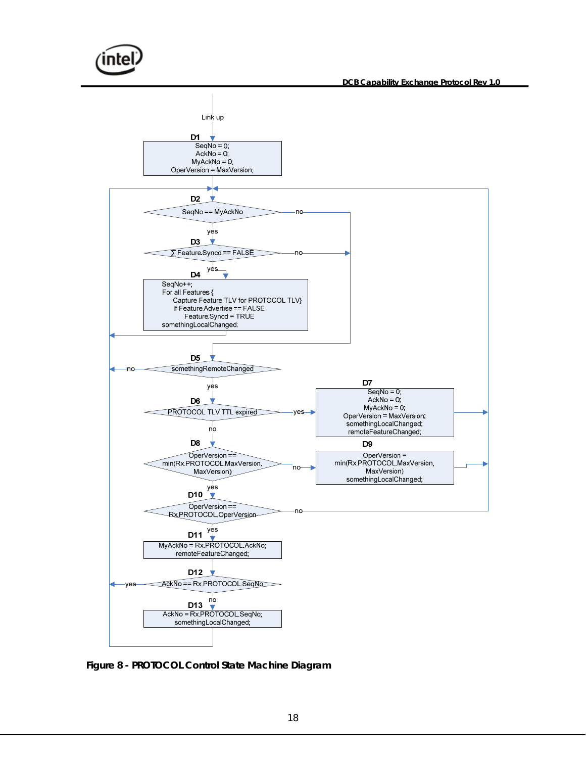Link up

**D1**
SeqNo = 0;
AckNo = 0;
MyAckNo = 0;
OperVersion = MaxVersion;

**D2**
SeqNo == MyAckNo — no / yes

**D3**
∑ Feature.Syncd == FALSE — no / yes

**D4**
```
SeqNo++;
For all Features {
    Capture Feature TLV for PROTOCOL TLV}
    If Feature.Advertise == FALSE
        Feature.Syncd = TRUE
somethingLocalChanged;
```

**D5**
somethingRemoteChanged — no / yes

**D6**
PROTOCOL TLV TTL expired — yes / no

**D7**
SeqNo = 0;
AckNo = 0;
MyAckNo = 0;
OperVersion = MaxVersion;
somethingLocalChanged;
remoteFeatureChanged;

**D8**
OperVersion == min(Rx.PROTOCOL.MaxVersion, MaxVersion) — no / yes

**D9**
OperVersion = min(Rx.PROTOCOL.MaxVersion, MaxVersion)
somethingLocalChanged;

**D10**
OperVersion == Rx.PROTOCOL.OperVersion — no / yes

**D11**
MyAckNo = Rx.PROTOCOL.AckNo;
remoteFeatureChanged;

**D12**
AckNo == Rx.PROTOCOL.SeqNo — yes / no

**D13**
AckNo = Rx.PROTOCOL.SeqNo;
somethingLocalChanged;

**Figure 8 - PROTOCOL Control State Machine Diagram**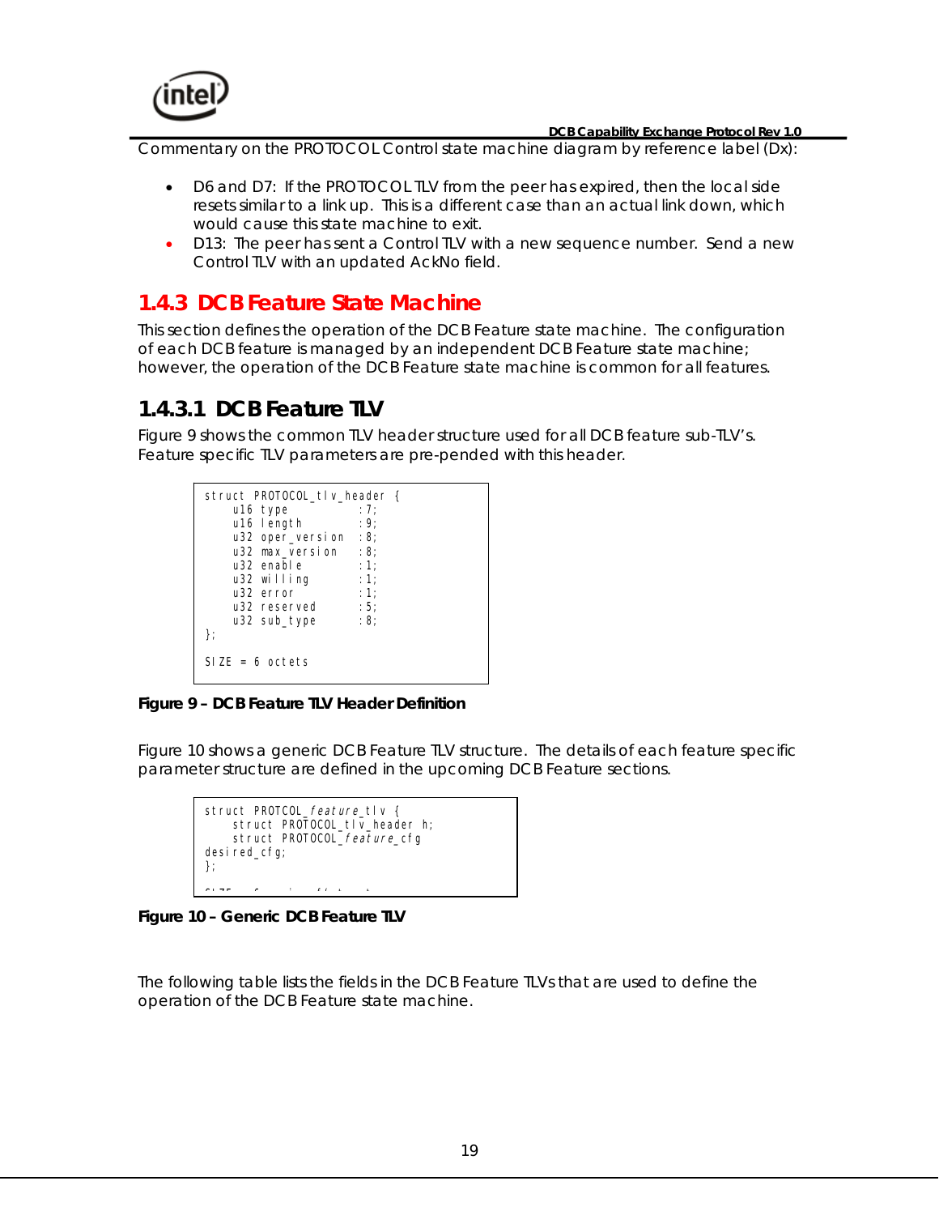Commentary on the PROTOCOL Control state machine diagram by reference label (Dx):

- D6 and D7: If the PROTOCOL TLV from the peer has expired, then the local side resets similar to a link up. This is a different case than an actual link down, which would cause this state machine to exit.
- D13: The peer has sent a Control TLV with a new sequence number. Send a new Control TLV with an updated AckNo field.

## 1.4.3 DCB Feature State Machine

This section defines the operation of the DCB Feature state machine. The configuration of each DCB feature is managed by an independent DCB Feature state machine; however, the operation of the DCB Feature state machine is common for all features.

### 1.4.3.1 DCB Feature TLV

Figure 9 shows the common TLV header structure used for all DCB feature sub-TLV's. Feature specific TLV parameters are pre-pended with this header.

```
struct PROTOCOL_tlv_header {
    u16 type           :7;
    u16 length         :9;
    u32 oper_version   :8;
    u32 max_version    :8;
    u32 enable         :1;
    u32 willing        :1;
    u32 error          :1;
    u32 reserved       :5;
    u32 sub_type       :8;
};

SIZE = 6 octets
```

**Figure 9 – DCB Feature TLV Header Definition**

Figure 10 shows a generic DCB Feature TLV structure. The details of each feature specific parameter structure are defined in the upcoming DCB Feature sections.

```
struct PROTOCOL_feature_tlv {
    struct PROTOCOL_tlv_header h;
    struct PROTOCOL_feature_cfg
desired_cfg;
};
```

**Figure 10 – Generic DCB Feature TLV**

The following table lists the fields in the DCB Feature TLVs that are used to define the operation of the DCB Feature state machine.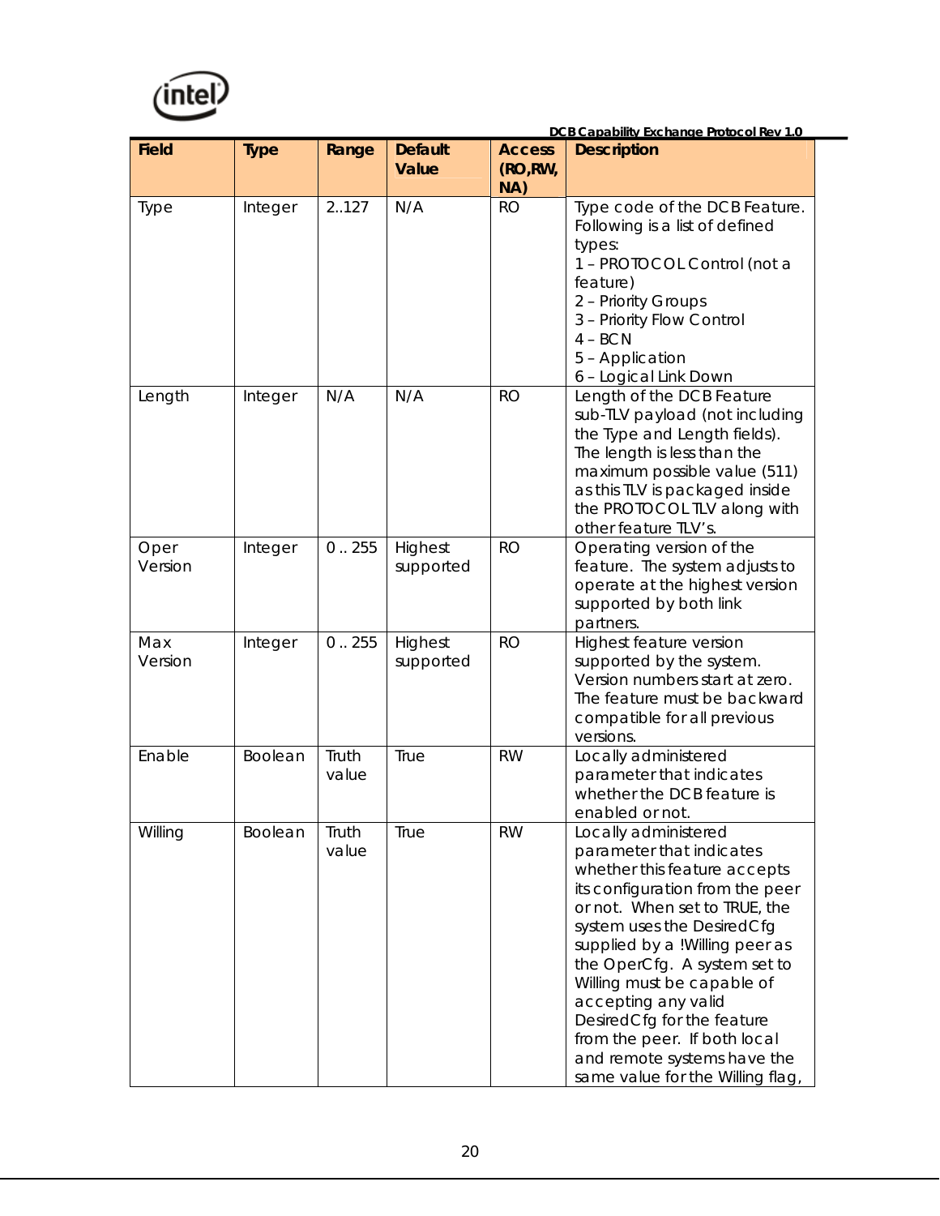| Field | Type | Range | Default Value | Access (RO,RW, NA) | Description |
|---|---|---|---|---|---|
| Type | Integer | 2..127 | N/A | RO | Type code of the DCB Feature. Following is a list of defined types:<br>1 – PROTOCOL Control (not a feature)<br>2 – Priority Groups<br>3 – Priority Flow Control<br>4 – BCN<br>5 – Application<br>6 – Logical Link Down |
| Length | Integer | N/A | N/A | RO | Length of the DCB Feature sub-TLV payload (not including the Type and Length fields). The length is less than the maximum possible value (511) as this TLV is packaged inside the PROTOCOL TLV along with other feature TLV's. |
| Oper Version | Integer | 0 .. 255 | Highest supported | RO | Operating version of the feature. The system adjusts to operate at the highest version supported by both link partners. |
| Max Version | Integer | 0 .. 255 | Highest supported | RO | Highest feature version supported by the system. Version numbers start at zero. The feature must be backward compatible for all previous versions. |
| Enable | Boolean | Truth value | True | RW | Locally administered parameter that indicates whether the DCB feature is enabled or not. |
| Willing | Boolean | Truth value | True | RW | Locally administered parameter that indicates whether this feature accepts its configuration from the peer or not. When set to TRUE, the system uses the DesiredCfg supplied by a !Willing peer as the OperCfg. A system set to Willing must be capable of accepting any valid DesiredCfg for the feature from the peer. If both local and remote systems have the same value for the Willing flag, |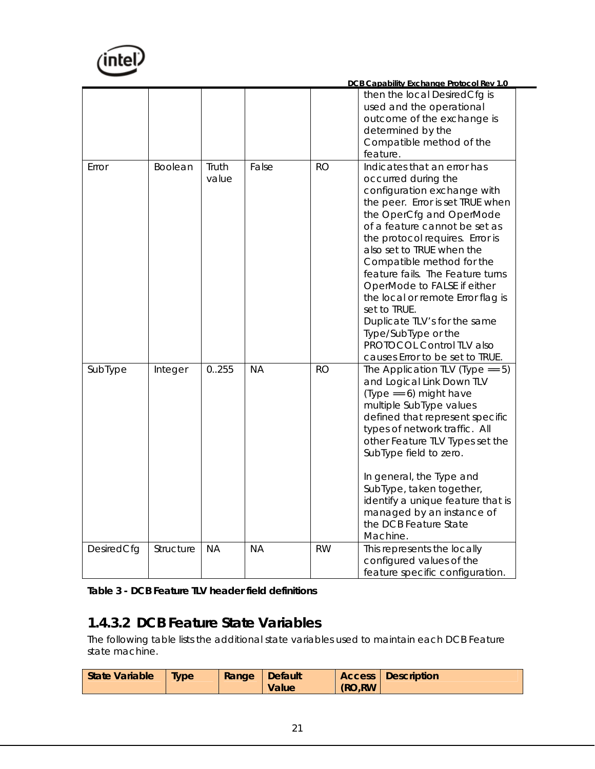| | | | | | then the local DesiredCfg is used and the operational outcome of the exchange is determined by the Compatible method of the feature. |
|---|---|---|---|---|---|
| Error | Boolean | Truth value | False | RO | Indicates that an error has occurred during the configuration exchange with the peer. Error is set TRUE when the OperCfg and OperMode of a feature cannot be set as the protocol requires. Error is also set to TRUE when the Compatible method for the feature fails. The Feature turns OperMode to FALSE if either the local or remote Error flag is set to TRUE. Duplicate TLV's for the same Type/SubType or the PROTOCOL Control TLV also causes Error to be set to TRUE. |
| SubType | Integer | 0..255 | NA | RO | The Application TLV (Type == 5) and Logical Link Down TLV (Type == 6) might have multiple SubType values defined that represent specific types of network traffic. All other Feature TLV Types set the SubType field to zero.<br><br>In general, the Type and SubType, taken together, identify a unique feature that is managed by an instance of the DCB Feature State Machine. |
| DesiredCfg | Structure | NA | NA | RW | This represents the locally configured values of the feature specific configuration. |

**Table 3 - DCB Feature TLV header field definitions**

### 1.4.3.2 DCB Feature State Variables

The following table lists the additional state variables used to maintain each DCB Feature state machine.

| State Variable | Type | Range | Default Value | Access (RO,RW | Description |
|---|---|---|---|---|---|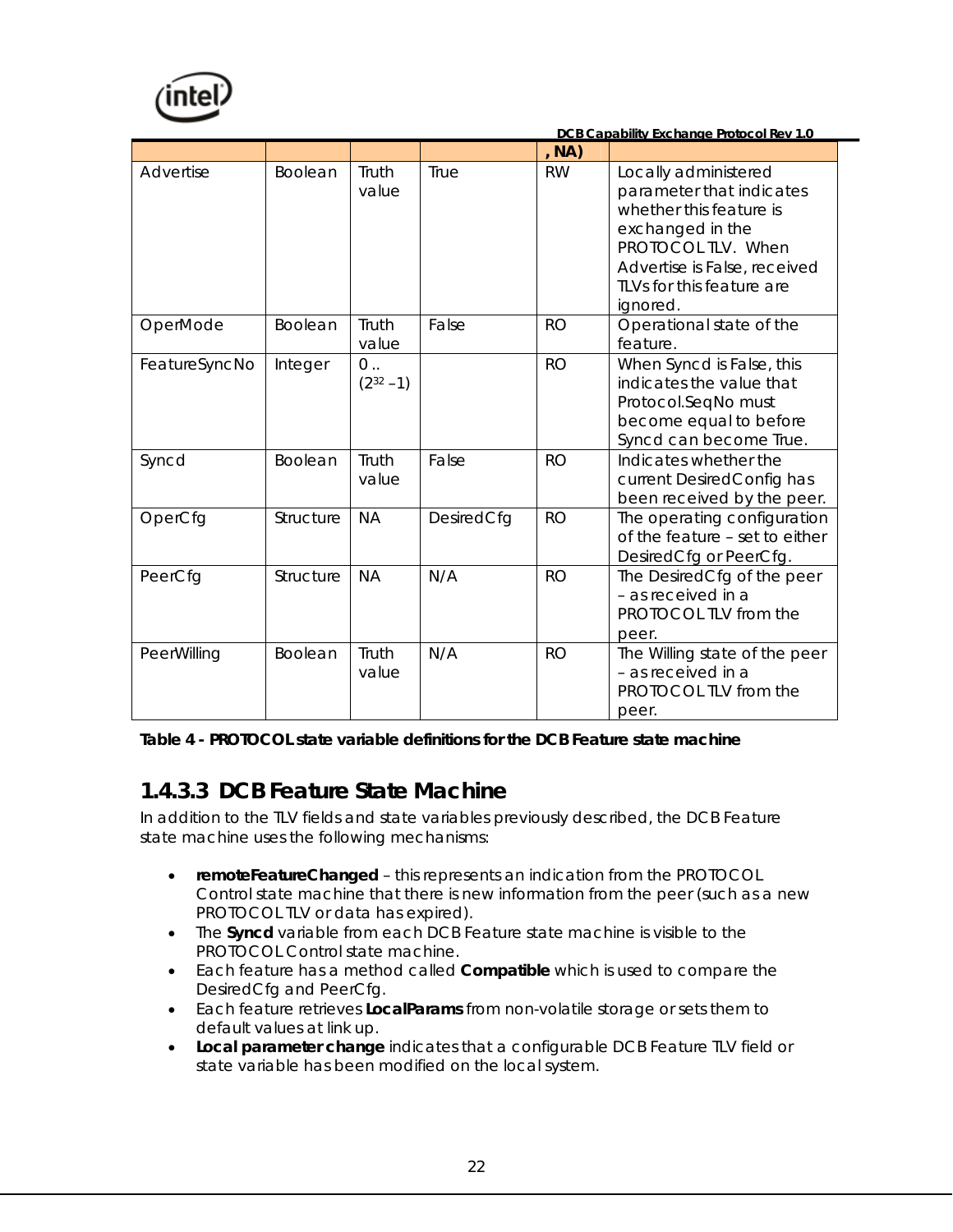|  |  |  |  | , NA) |  |
|---|---|---|---|---|---|
| Advertise | Boolean | Truth value | True | RW | Locally administered parameter that indicates whether this feature is exchanged in the PROTOCOL TLV. When Advertise is False, received TLVs for this feature are ignored. |
| OperMode | Boolean | Truth value | False | RO | Operational state of the feature. |
| FeatureSyncNo | Integer | 0 .. ($2^{32}$ –1) |  | RO | When Syncd is False, this indicates the value that Protocol.SeqNo must become equal to before Syncd can become True. |
| Syncd | Boolean | Truth value | False | RO | Indicates whether the current DesiredConfig has been received by the peer. |
| OperCfg | Structure | NA | DesiredCfg | RO | The operating configuration of the feature – set to either DesiredCfg or PeerCfg. |
| PeerCfg | Structure | NA | N/A | RO | The DesiredCfg of the peer – as received in a PROTOCOL TLV from the peer. |
| PeerWilling | Boolean | Truth value | N/A | RO | The Willing state of the peer – as received in a PROTOCOL TLV from the peer. |

**Table 4 - PROTOCOL state variable definitions for the DCB Feature state machine**

### 1.4.3.3 DCB Feature State Machine

In addition to the TLV fields and state variables previously described, the DCB Feature state machine uses the following mechanisms:

- **remoteFeatureChanged** – this represents an indication from the PROTOCOL Control state machine that there is new information from the peer (such as a new PROTOCOL TLV or data has expired).
- The **Syncd** variable from each DCB Feature state machine is visible to the PROTOCOL Control state machine.
- Each feature has a method called **Compatible** which is used to compare the DesiredCfg and PeerCfg.
- Each feature retrieves **LocalParams** from non-volatile storage or sets them to default values at link up.
- **Local parameter change** indicates that a configurable DCB Feature TLV field or state variable has been modified on the local system.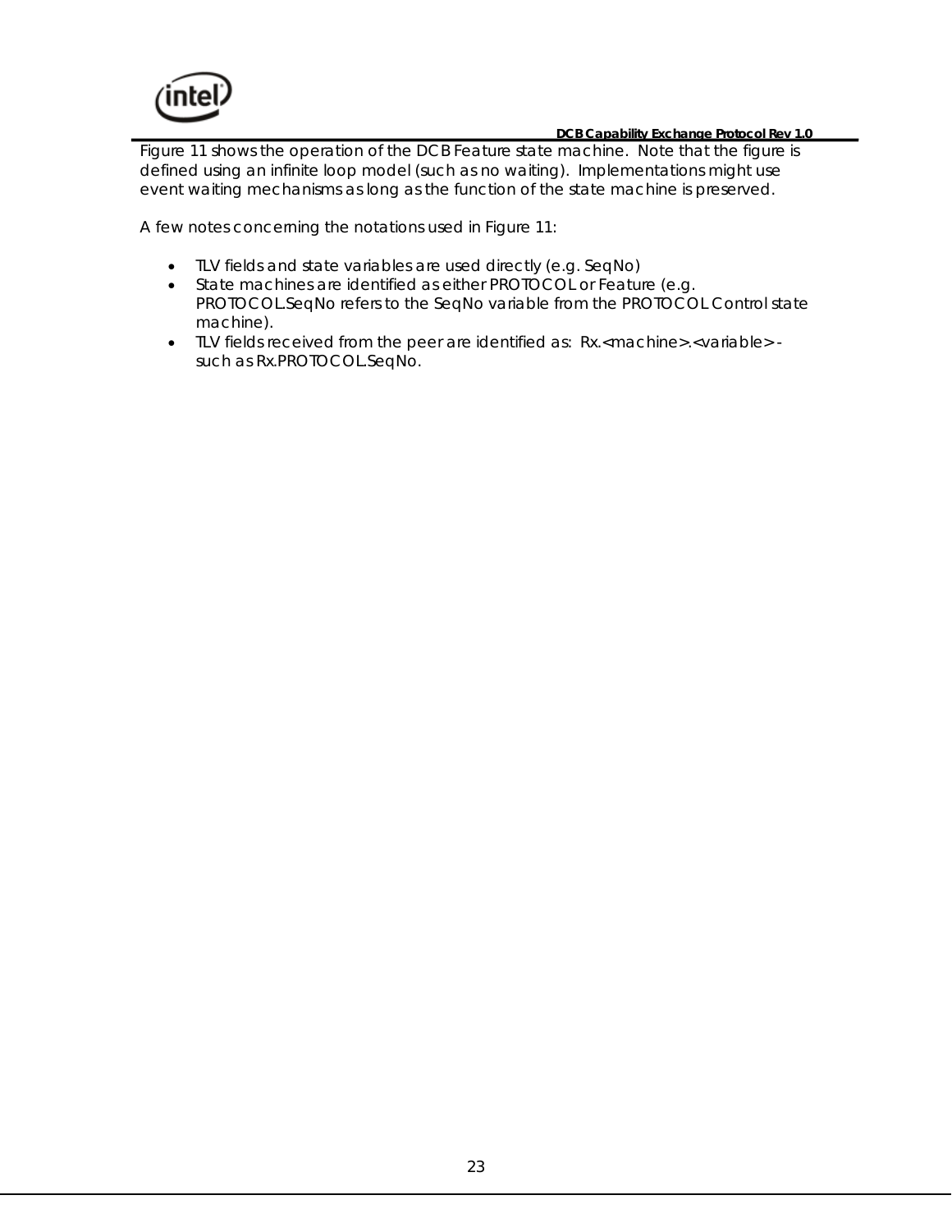Figure 11 shows the operation of the DCB Feature state machine. Note that the figure is defined using an infinite loop model (such as no waiting). Implementations might use event waiting mechanisms as long as the function of the state machine is preserved.

A few notes concerning the notations used in Figure 11:

- TLV fields and state variables are used directly (e.g. SeqNo)
- State machines are identified as either PROTOCOL or Feature (e.g. PROTOCOL.SeqNo refers to the SeqNo variable from the PROTOCOL Control state machine).
- TLV fields received from the peer are identified as: Rx.<machine>.<variable> - such as Rx.PROTOCOL.SeqNo.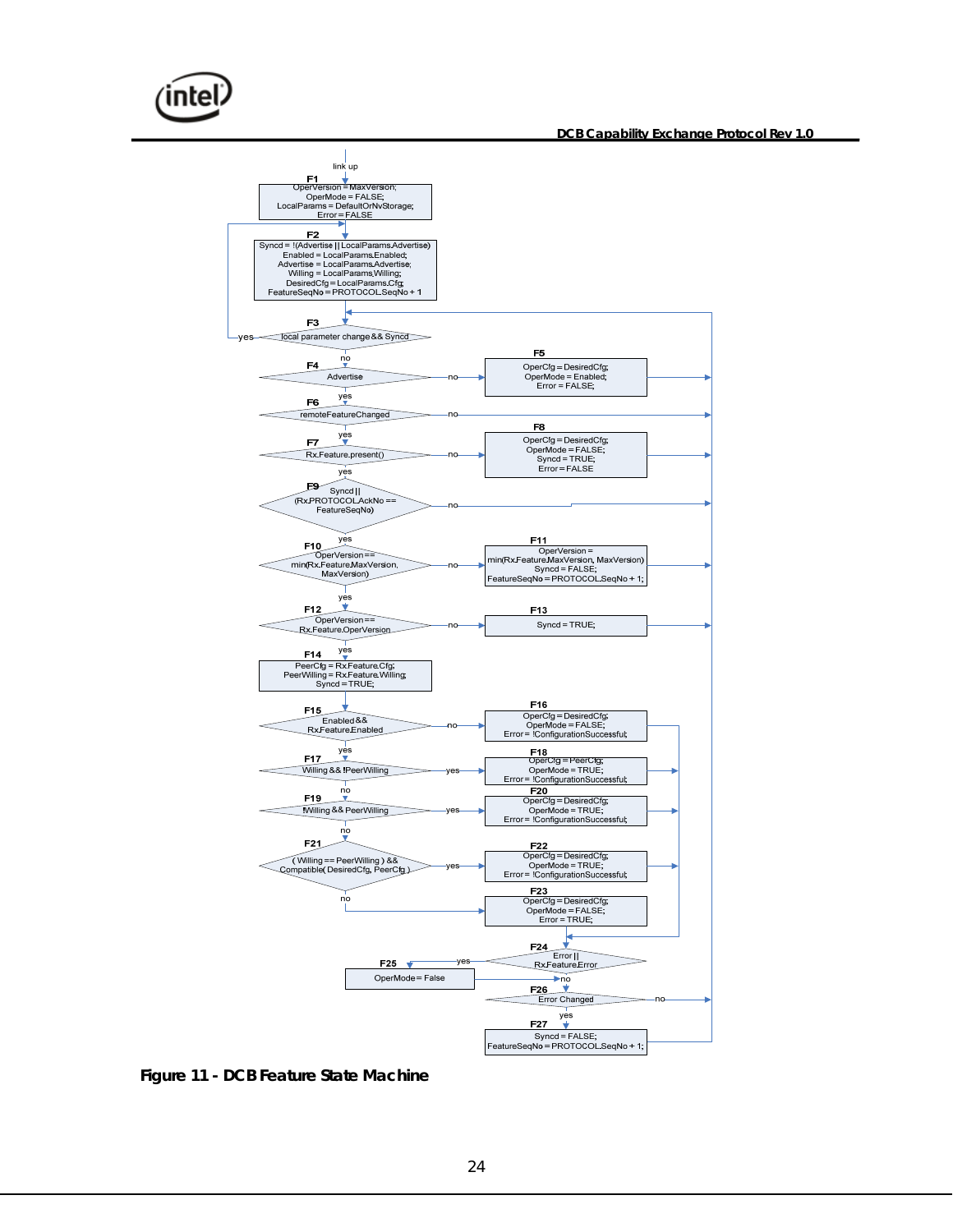link up

**F1**
OperVersion = MaxVersion;
OperMode = FALSE;
LocalParams = DefaultOrNvStorage;
Error = FALSE

**F2**
Syncd = !(Advertise || LocalParams.Advertise)
Enabled = LocalParams.Enabled;
Advertise = LocalParams.Advertise;
Willing = LocalParams.Willing;
DesiredCfg = LocalParams.Cfg;
FeatureSeqNo = PROTOCOL.SeqNo + 1

**F3**
local parameter change && Syncd (yes → F2; no → F4)

**F4**
Advertise (no → F5; yes → F6)

**F5**
OperCfg = DesiredCfg;
OperMode = Enabled;
Error = FALSE;

**F6**
remoteFeatureChanged (no → F3; yes → F7)

**F7**
Rx.Feature.present() (no → F8; yes → F9)

**F8**
OperCfg = DesiredCfg;
OperMode = FALSE;
Syncd = TRUE;
Error = FALSE

**F9**
Syncd || (Rx.PROTOCOL.AckNo == FeatureSeqNo) (no → F3; yes → F10)

**F10**
OperVersion == min(Rx.Feature.MaxVersion, MaxVersion) (no → F11; yes → F12)

**F11**
OperVersion = min(Rx.Feature.MaxVersion, MaxVersion)
Syncd = FALSE;
FeatureSeqNo = PROTOCOL.SeqNo + 1;

**F12**
OperVersion == Rx.Feature.OperVersion (no → F13; yes → F14)

**F13**
Syncd = TRUE;

**F14**
PeerCfg = Rx.Feature.Cfg;
PeerWilling = Rx.Feature.Willing;
Syncd = TRUE;

**F15**
Enabled && Rx.Feature.Enabled (no → F16; yes → F17)

**F16**
OperCfg = DesiredCfg;
OperMode = FALSE;
Error = !ConfigurationSuccessful;

**F17**
Willing && !PeerWilling (yes → F18; no → F19)

**F18**
OperCfg = PeerCfg;
OperMode = TRUE;
Error = !ConfigurationSuccessful;

**F19**
!Willing && PeerWilling (yes → F20; no → F21)

**F20**
OperCfg = DesiredCfg;
OperMode = TRUE;
Error = !ConfigurationSuccessful;

**F21**
( Willing == PeerWilling ) && Compatible( DesiredCfg, PeerCfg ) (yes → F22; no → F23)

**F22**
OperCfg = DesiredCfg;
OperMode = TRUE;
Error = !ConfigurationSuccessful;

**F23**
OperCfg = DesiredCfg;
OperMode = FALSE;
Error = TRUE;

**F24**
Error || Rx.Feature.Error (yes → F25; no → F26)

**F25**
OperMode = False

**F26**
Error Changed (no → F3; yes → F27)

**F27**
Syncd = FALSE;
FeatureSeqNo = PROTOCOL.SeqNo + 1;

**Figure 11 - DCB Feature State Machine**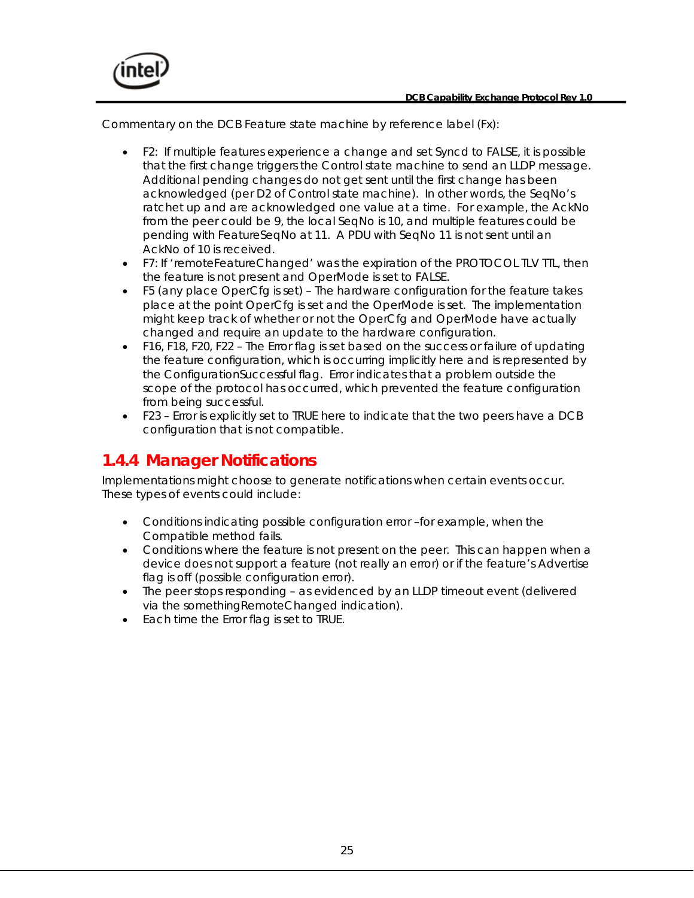Commentary on the DCB Feature state machine by reference label (Fx):

- F2: If multiple features experience a change and set Syncd to FALSE, it is possible that the first change triggers the Control state machine to send an LLDP message. Additional pending changes do not get sent until the first change has been acknowledged (per D2 of Control state machine). In other words, the SeqNo's ratchet up and are acknowledged one value at a time. For example, the AckNo from the peer could be 9, the local SeqNo is 10, and multiple features could be pending with FeatureSeqNo at 11. A PDU with SeqNo 11 is not sent until an AckNo of 10 is received.
- F7: If 'remoteFeatureChanged' was the expiration of the PROTOCOL TLV TTL, then the feature is not present and OperMode is set to FALSE.
- F5 (any place OperCfg is set) – The hardware configuration for the feature takes place at the point OperCfg is set and the OperMode is set. The implementation might keep track of whether or not the OperCfg and OperMode have actually changed and require an update to the hardware configuration.
- F16, F18, F20, F22 – The Error flag is set based on the success or failure of updating the feature configuration, which is occurring implicitly here and is represented by the ConfigurationSuccessful flag. Error indicates that a problem outside the scope of the protocol has occurred, which prevented the feature configuration from being successful.
- F23 – Error is explicitly set to TRUE here to indicate that the two peers have a DCB configuration that is not compatible.

### 1.4.4 Manager Notifications

Implementations might choose to generate notifications when certain events occur. These types of events could include:

- Conditions indicating possible configuration error –for example, when the Compatible method fails.
- Conditions where the feature is not present on the peer. This can happen when a device does not support a feature (not really an error) or if the feature's Advertise flag is off (possible configuration error).
- The peer stops responding – as evidenced by an LLDP timeout event (delivered via the somethingRemoteChanged indication).
- Each time the Error flag is set to TRUE.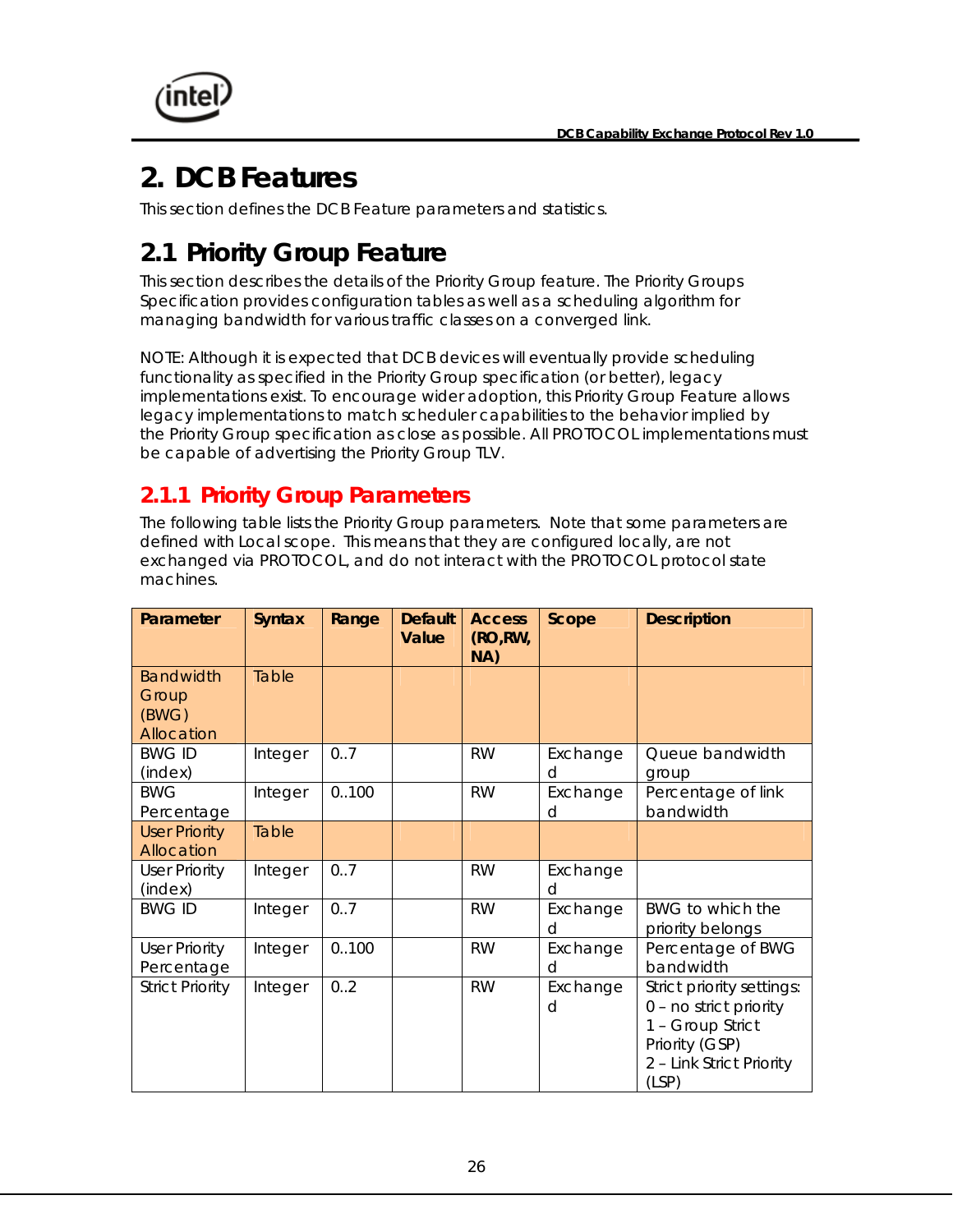# 2. DCB Features

This section defines the DCB Feature parameters and statistics.

## 2.1 Priority Group Feature

This section describes the details of the Priority Group feature. The Priority Groups Specification provides configuration tables as well as a scheduling algorithm for managing bandwidth for various traffic classes on a converged link.

NOTE: Although it is expected that DCB devices will eventually provide scheduling functionality as specified in the Priority Group specification (or better), legacy implementations exist. To encourage wider adoption, this Priority Group Feature allows legacy implementations to match scheduler capabilities to the behavior implied by the Priority Group specification as close as possible. All PROTOCOL implementations must be capable of advertising the Priority Group TLV.

### 2.1.1 Priority Group Parameters

The following table lists the Priority Group parameters. Note that some parameters are defined with Local scope. This means that they are configured locally, are not exchanged via PROTOCOL, and do not interact with the PROTOCOL protocol state machines.

| Parameter | Syntax | Range | Default Value | Access (RO,RW, NA) | Scope | Description |
|---|---|---|---|---|---|---|
| Bandwidth Group (BWG) Allocation | Table | | | | | |
| BWG ID (index) | Integer | 0..7 | | RW | Exchanged | Queue bandwidth group |
| BWG Percentage | Integer | 0..100 | | RW | Exchanged | Percentage of link bandwidth |
| User Priority Allocation | Table | | | | | |
| User Priority (index) | Integer | 0..7 | | RW | Exchanged | |
| BWG ID | Integer | 0..7 | | RW | Exchanged | BWG to which the priority belongs |
| User Priority Percentage | Integer | 0..100 | | RW | Exchanged | Percentage of BWG bandwidth |
| Strict Priority | Integer | 0..2 | | RW | Exchanged | Strict priority settings:<br>0 – no strict priority<br>1 – Group Strict Priority (GSP)<br>2 – Link Strict Priority (LSP) |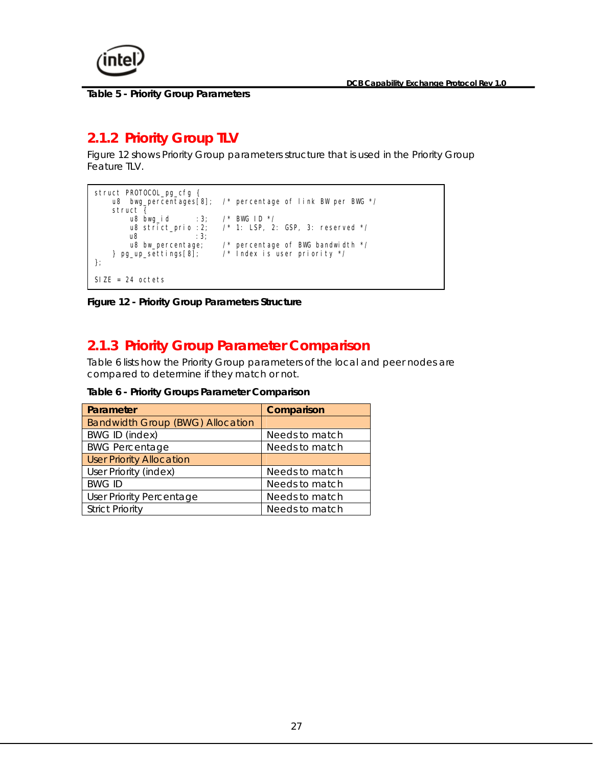**Table 5 - Priority Group Parameters**

## 2.1.2 Priority Group TLV

Figure 12 shows Priority Group parameters structure that is used in the Priority Group Feature TLV.

```
struct PROTOCOL_pg_cfg {
    u8  bwg_percentages[8];  /* percentage of link BW per BWG */
    struct {
        u8 bwg_id       :3;   /* BWG ID */
        u8 strict_prio  :2;   /* 1: LSP, 2: GSP, 3: reserved */
        u8              :3;
        u8 bw_percentage;     /* percentage of BWG bandwidth */
    } pg_up_settings[8];      /* Index is user priority */
};

SIZE = 24 octets
```

**Figure 12 - Priority Group Parameters Structure**

## 2.1.3 Priority Group Parameter Comparison

Table 6 lists how the Priority Group parameters of the local and peer nodes are compared to determine if they match or not.

**Table 6 - Priority Groups Parameter Comparison**

| Parameter | Comparison |
|---|---|
| Bandwidth Group (BWG) Allocation | |
| BWG ID (index) | Needs to match |
| BWG Percentage | Needs to match |
| User Priority Allocation | |
| User Priority (index) | Needs to match |
| BWG ID | Needs to match |
| User Priority Percentage | Needs to match |
| Strict Priority | Needs to match |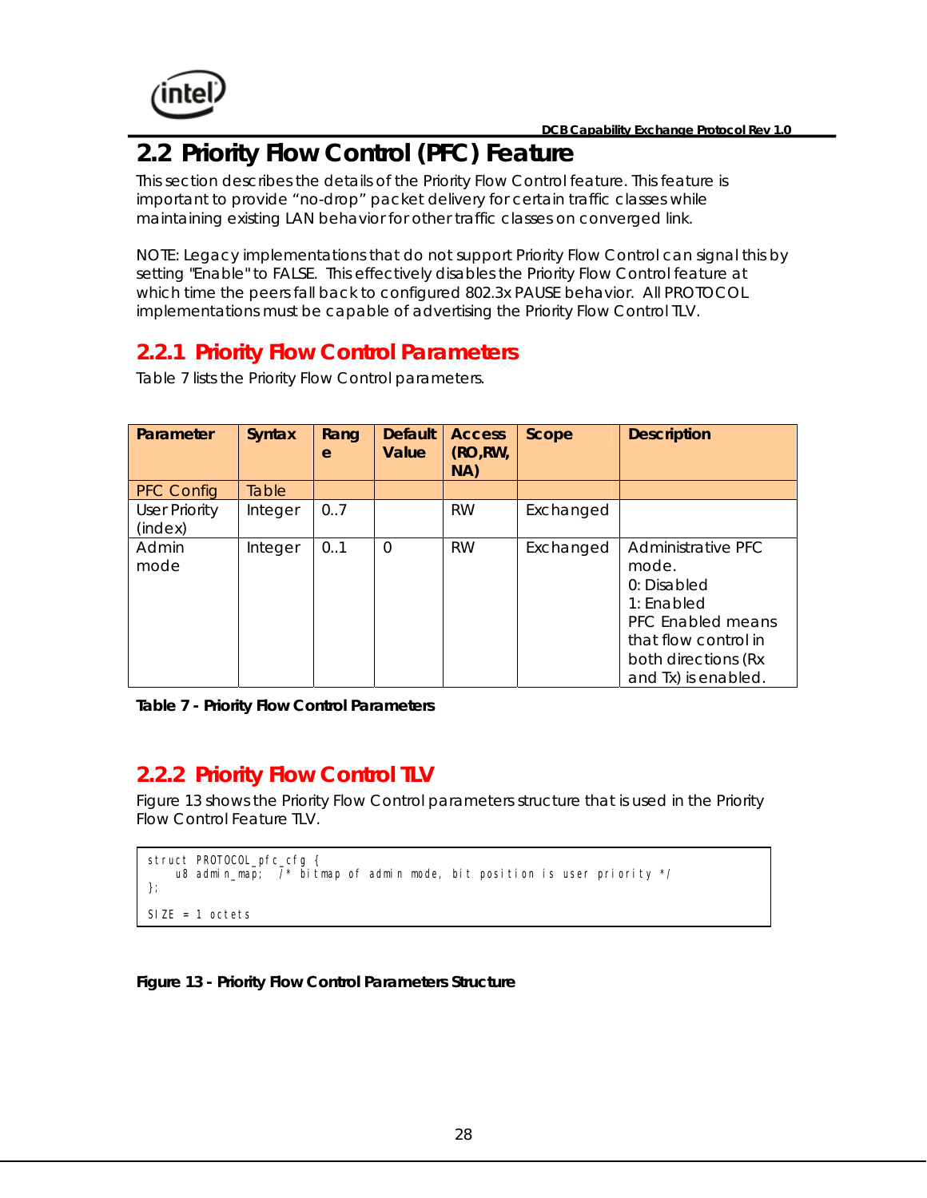## 2.2 Priority Flow Control (PFC) Feature

This section describes the details of the Priority Flow Control feature. This feature is important to provide “no-drop” packet delivery for certain traffic classes while maintaining existing LAN behavior for other traffic classes on converged link.

NOTE: Legacy implementations that do not support Priority Flow Control can signal this by setting "Enable" to FALSE. This effectively disables the Priority Flow Control feature at which time the peers fall back to configured 802.3x PAUSE behavior. All PROTOCOL implementations must be capable of advertising the Priority Flow Control TLV.

### 2.2.1 Priority Flow Control Parameters

Table 7 lists the Priority Flow Control parameters.

| Parameter | Syntax | Range | Default Value | Access (RO,RW, NA) | Scope | Description |
|---|---|---|---|---|---|---|
| PFC Config | Table | | | | | |
| User Priority (index) | Integer | 0..7 | | RW | Exchanged | |
| Admin mode | Integer | 0..1 | 0 | RW | Exchanged | Administrative PFC mode.<br>0: Disabled<br>1: Enabled<br>PFC Enabled means that flow control in both directions (Rx and Tx) is enabled. |

**Table 7 - Priority Flow Control Parameters**

### 2.2.2 Priority Flow Control TLV

Figure 13 shows the Priority Flow Control parameters structure that is used in the Priority Flow Control Feature TLV.

```
struct PROTOCOL_pfc_cfg {
    u8 admin_map;   /* bitmap of admin mode, bit position is user priority */
};

SIZE = 1 octets
```

**Figure 13 - Priority Flow Control Parameters Structure**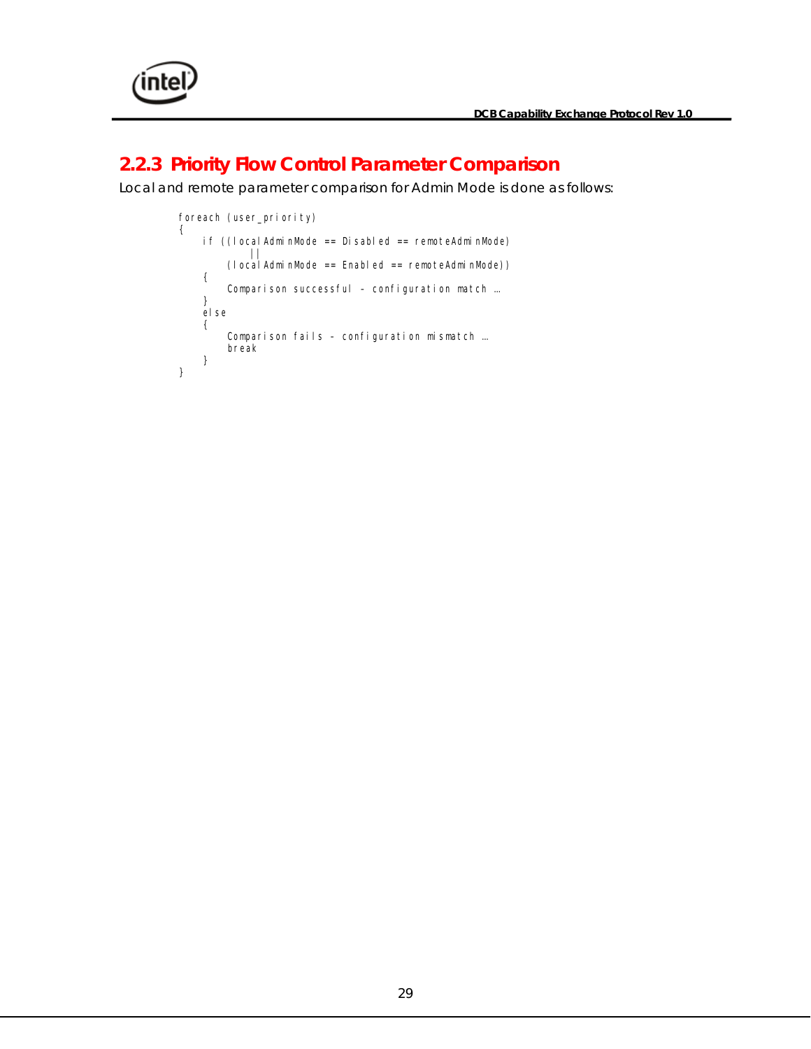### 2.2.3 Priority Flow Control Parameter Comparison

Local and remote parameter comparison for Admin Mode is done as follows:

```
foreach (user_priority)
{
    if ((localAdminMode == Disabled == remoteAdminMode)
            ||
        (localAdminMode == Enabled == remoteAdminMode))
    {
        Comparison successful – configuration match …
    }
    else
    {
        Comparison fails – configuration mismatch …
        break
    }
}
```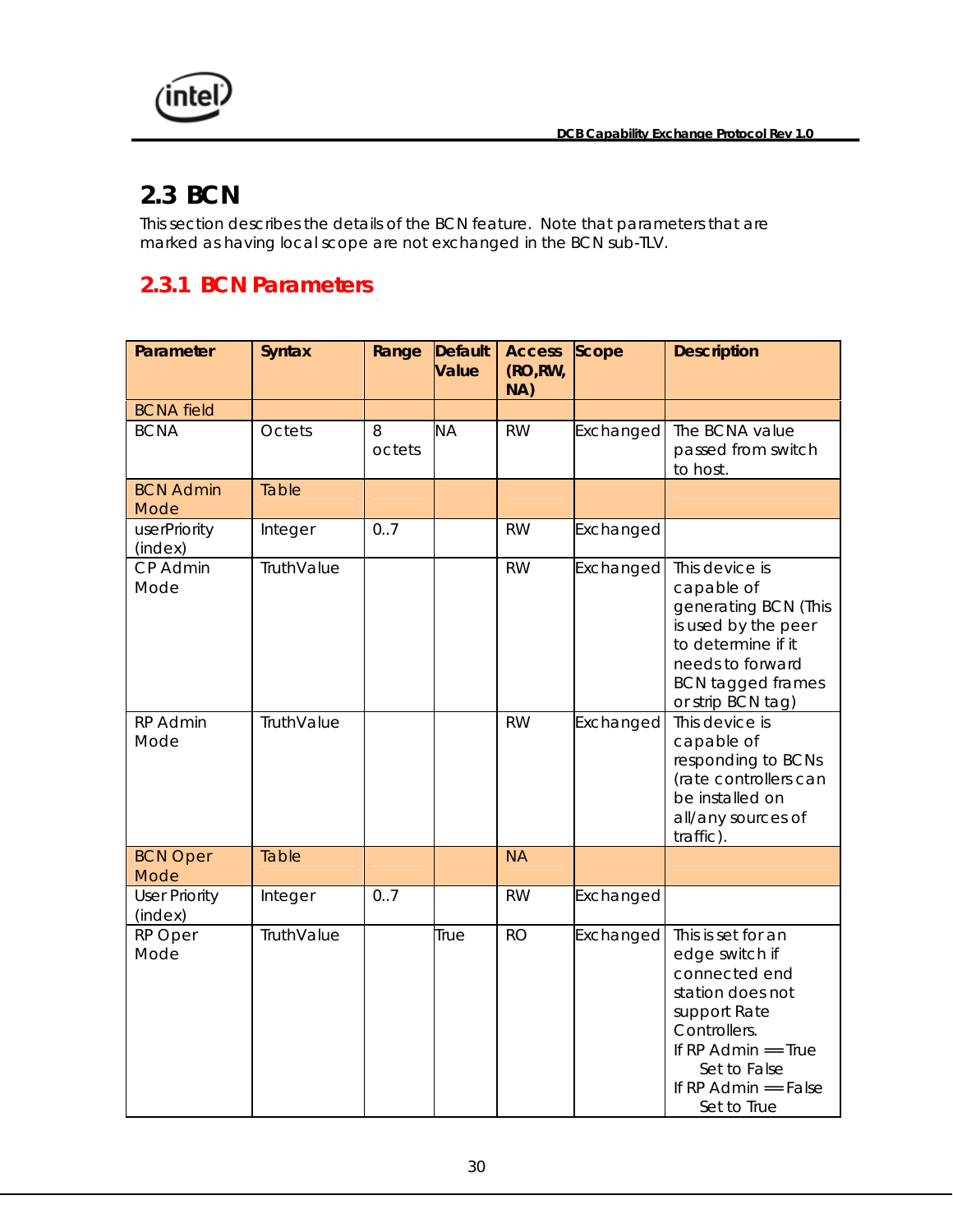## 2.3 BCN

This section describes the details of the BCN feature. Note that parameters that are marked as having local scope are not exchanged in the BCN sub-TLV.

### 2.3.1 BCN Parameters

| Parameter | Syntax | Range | Default Value | Access (RO,RW, NA) | Scope | Description |
|---|---|---|---|---|---|---|
| BCNA field | | | | | | |
| BCNA | Octets | 8 octets | NA | RW | Exchanged | The BCNA value passed from switch to host. |
| BCN Admin Mode | Table | | | | | |
| userPriority (index) | Integer | 0..7 | | RW | Exchanged | |
| CP Admin Mode | TruthValue | | | RW | Exchanged | This device is capable of generating BCN (This is used by the peer to determine if it needs to forward BCN tagged frames or strip BCN tag) |
| RP Admin Mode | TruthValue | | | RW | Exchanged | This device is capable of responding to BCNs (rate controllers can be installed on all/any sources of traffic). |
| BCN Oper Mode | Table | | | NA | | |
| User Priority (index) | Integer | 0..7 | | RW | Exchanged | |
| RP Oper Mode | TruthValue | | True | RO | Exchanged | This is set for an edge switch if connected end station does not support Rate Controllers.<br>If RP Admin == True<br>Set to False<br>If RP Admin == False<br>Set to True |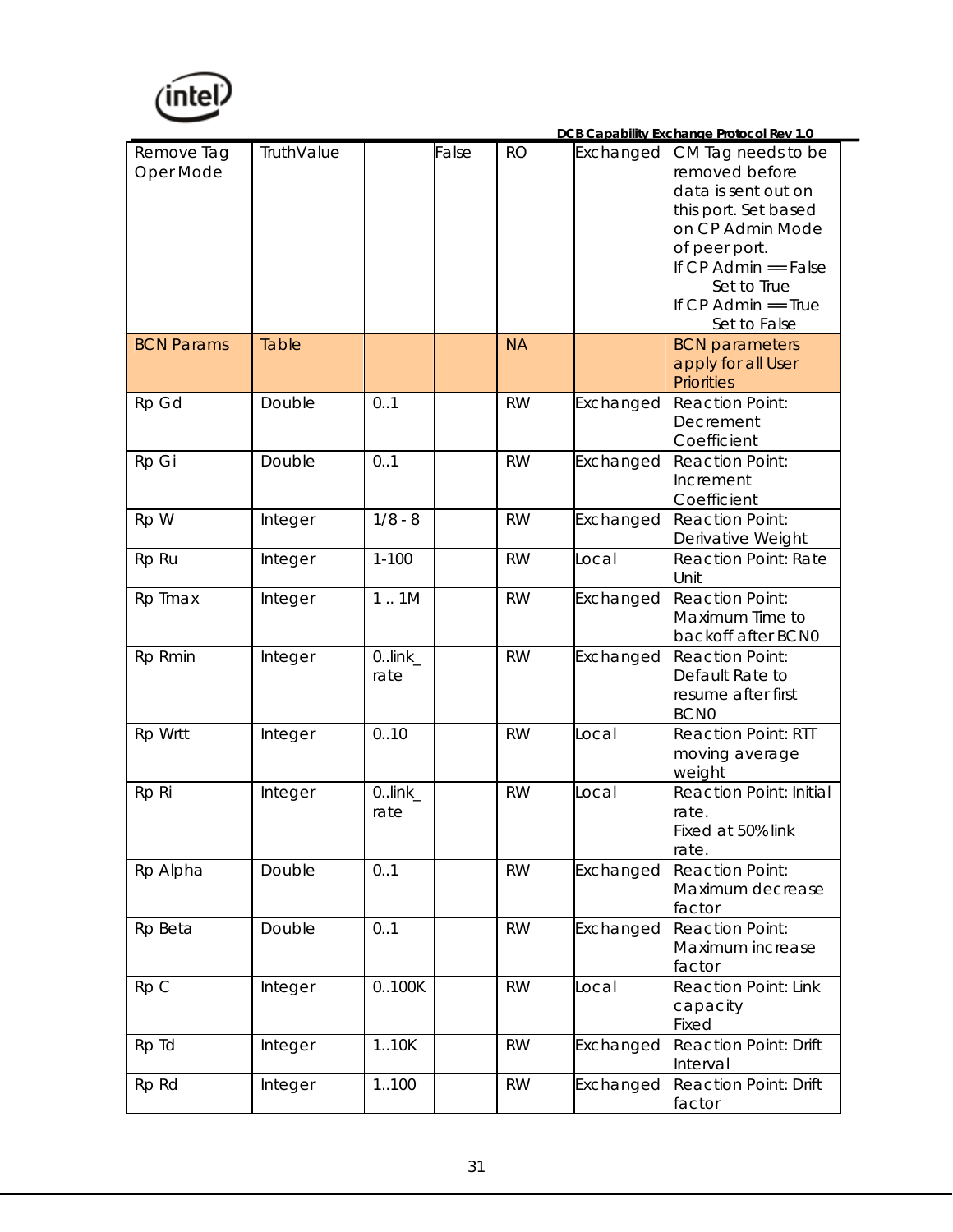| | | | | | | |
|---|---|---|---|---|---|---|
| Remove Tag Oper Mode | TruthValue | | False | RO | Exchanged | CM Tag needs to be removed before data is sent out on this port. Set based on CP Admin Mode of peer port.<br>If CP Admin == False<br>Set to True<br>If CP Admin == True<br>Set to False |
| BCN Params | Table | | | NA | | BCN parameters apply for all User Priorities |
| Rp Gd | Double | 0..1 | | RW | Exchanged | Reaction Point: Decrement Coefficient |
| Rp Gi | Double | 0..1 | | RW | Exchanged | Reaction Point: Increment Coefficient |
| Rp W | Integer | 1/8 - 8 | | RW | Exchanged | Reaction Point: Derivative Weight |
| Rp Ru | Integer | 1-100 | | RW | Local | Reaction Point: Rate Unit |
| Rp Tmax | Integer | 1 .. 1M | | RW | Exchanged | Reaction Point: Maximum Time to backoff after BCN0 |
| Rp Rmin | Integer | 0..link_rate | | RW | Exchanged | Reaction Point: Default Rate to resume after first BCN0 |
| Rp Wrtt | Integer | 0..10 | | RW | Local | Reaction Point: RTT moving average weight |
| Rp Ri | Integer | 0..link_rate | | RW | Local | Reaction Point: Initial rate.<br>Fixed at 50% link rate. |
| Rp Alpha | Double | 0..1 | | RW | Exchanged | Reaction Point: Maximum decrease factor |
| Rp Beta | Double | 0..1 | | RW | Exchanged | Reaction Point: Maximum increase factor |
| Rp C | Integer | 0..100K | | RW | Local | Reaction Point: Link capacity<br>Fixed |
| Rp Td | Integer | 1..10K | | RW | Exchanged | Reaction Point: Drift Interval |
| Rp Rd | Integer | 1..100 | | RW | Exchanged | Reaction Point: Drift factor |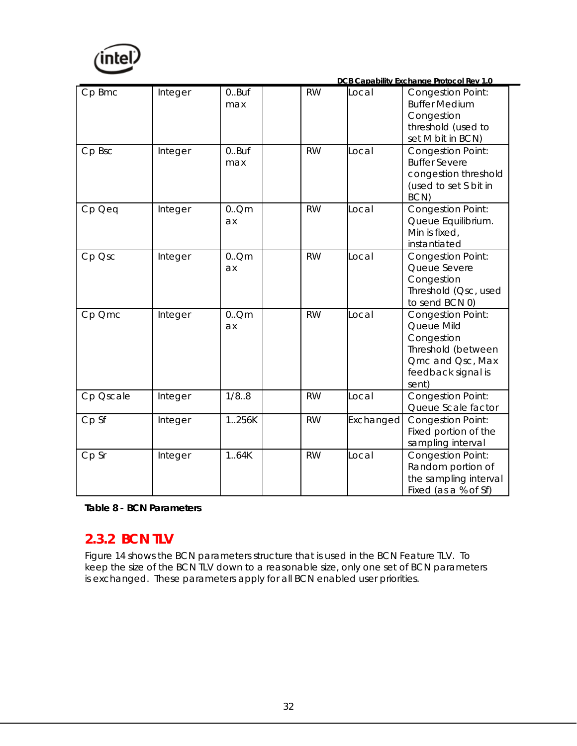| Cp Bmc | Integer | 0..Buf max | | RW | Local | Congestion Point: Buffer Medium Congestion threshold (used to set M bit in BCN) |
|---|---|---|---|---|---|---|
| Cp Bsc | Integer | 0..Buf max | | RW | Local | Congestion Point: Buffer Severe congestion threshold (used to set S bit in BCN) |
| Cp Qeq | Integer | 0..Qmax | | RW | Local | Congestion Point: Queue Equilibrium. Min is fixed, instantiated |
| Cp Qsc | Integer | 0..Qmax | | RW | Local | Congestion Point: Queue Severe Congestion Threshold (Qsc, used to send BCN 0) |
| Cp Qmc | Integer | 0..Qmax | | RW | Local | Congestion Point: Queue Mild Congestion Threshold (between Qmc and Qsc, Max feedback signal is sent) |
| Cp Qscale | Integer | 1/8..8 | | RW | Local | Congestion Point: Queue Scale factor |
| Cp Sf | Integer | 1..256K | | RW | Exchanged | Congestion Point: Fixed portion of the sampling interval |
| Cp Sr | Integer | 1..64K | | RW | Local | Congestion Point: Random portion of the sampling interval Fixed (as a % of Sf) |

**Table 8 - BCN Parameters**

## 2.3.2 BCN TLV

Figure 14 shows the BCN parameters structure that is used in the BCN Feature TLV. To keep the size of the BCN TLV down to a reasonable size, only one set of BCN parameters is exchanged. These parameters apply for all BCN enabled user priorities.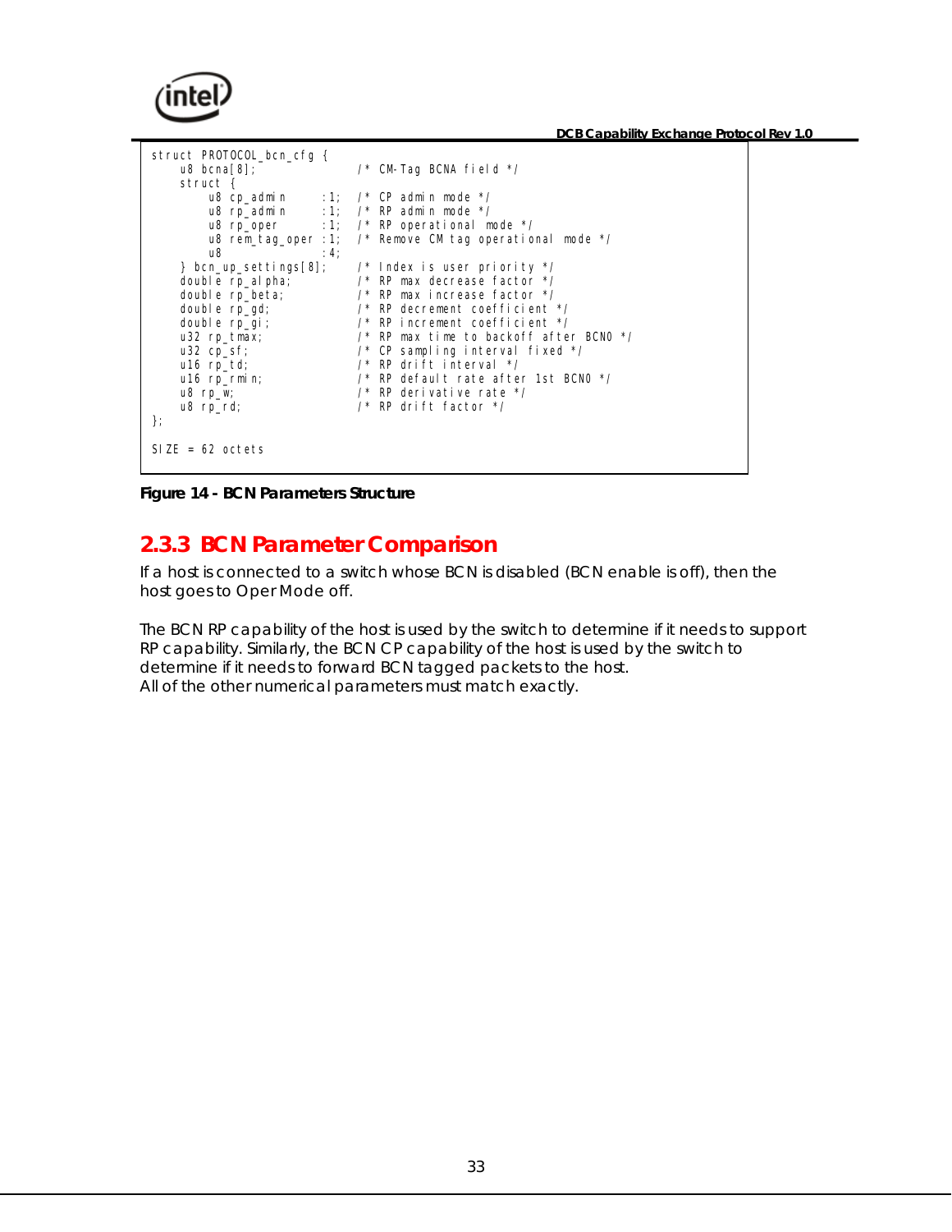```
struct PROTOCOL_bcn_cfg {
    u8 bcna[8];                /* CM-Tag BCNA field */
    struct {
        u8 cp_admin      :1;   /* CP admin mode */
        u8 rp_admin      :1;   /* RP admin mode */
        u8 rp_oper       :1;   /* RP operational mode */
        u8 rem_tag_oper  :1;   /* Remove CM tag operational mode */
        u8               :4;
    } bcn_up_settings[8];      /* Index is user priority */
    double rp_alpha;           /* RP max decrease factor */
    double rp_beta;            /* RP max increase factor */
    double rp_gd;              /* RP decrement coefficient */
    double rp_gi;              /* RP increment coefficient */
    u32 rp_tmax;               /* RP max time to backoff after BCN0 */
    u32 cp_sf;                 /* CP sampling interval fixed */
    u16 rp_td;                 /* RP drift interval */
    u16 rp_rmin;               /* RP default rate after 1st BCN0 */
    u8 rp_w;                   /* RP derivative rate */
    u8 rp_rd;                  /* RP drift factor */
};

SIZE = 62 octets
```

**Figure 14 - BCN Parameters Structure**

## 2.3.3 BCN Parameter Comparison

If a host is connected to a switch whose BCN is disabled (BCN enable is off), then the host goes to Oper Mode off.

The BCN RP capability of the host is used by the switch to determine if it needs to support RP capability. Similarly, the BCN CP capability of the host is used by the switch to determine if it needs to forward BCN tagged packets to the host.
All of the other numerical parameters must match exactly.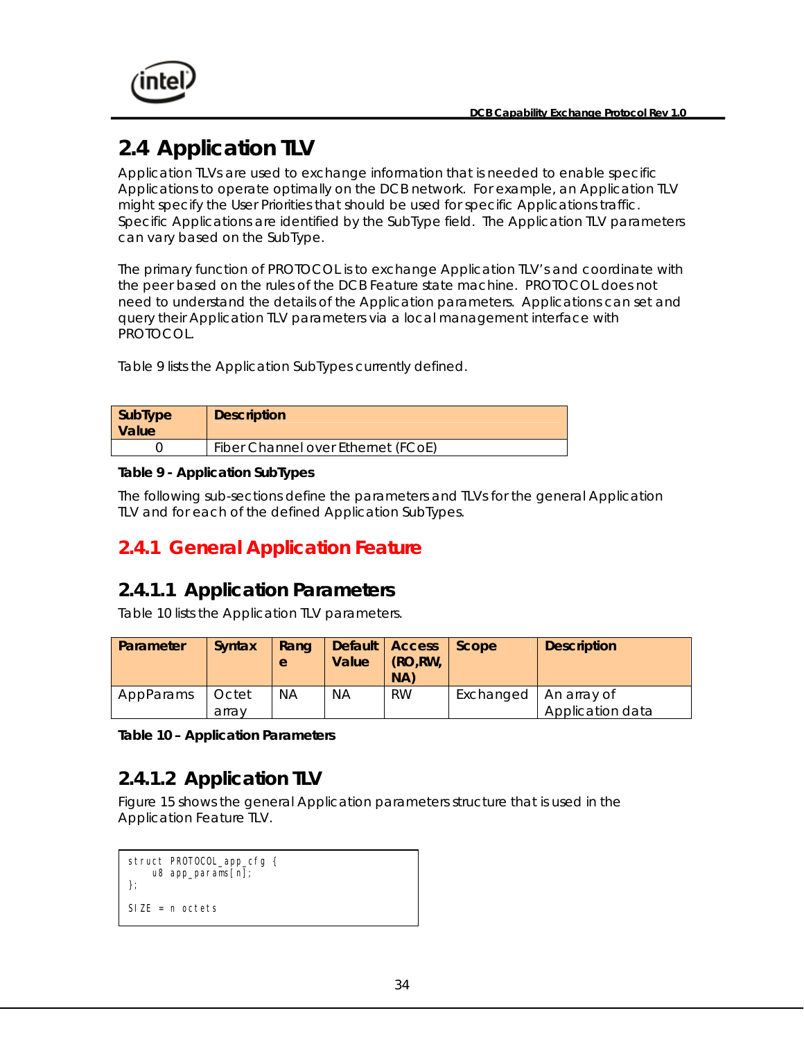## 2.4 Application TLV

Application TLVs are used to exchange information that is needed to enable specific Applications to operate optimally on the DCB network. For example, an Application TLV might specify the User Priorities that should be used for specific Applications traffic. Specific Applications are identified by the SubType field. The Application TLV parameters can vary based on the SubType.

The primary function of PROTOCOL is to exchange Application TLV's and coordinate with the peer based on the rules of the DCB Feature state machine. PROTOCOL does not need to understand the details of the Application parameters. Applications can set and query their Application TLV parameters via a local management interface with PROTOCOL.

Table 9 lists the Application SubTypes currently defined.

| SubType Value | Description |
|---|---|
| 0 | Fiber Channel over Ethernet (FCoE) |

**Table 9 - Application SubTypes**

The following sub-sections define the parameters and TLVs for the general Application TLV and for each of the defined Application SubTypes.

### 2.4.1 General Application Feature

#### 2.4.1.1 Application Parameters

Table 10 lists the Application TLV parameters.

| Parameter | Syntax | Range | Default Value | Access (RO,RW, NA) | Scope | Description |
|---|---|---|---|---|---|---|
| AppParams | Octet array | NA | NA | RW | Exchanged | An array of Application data |

**Table 10 – Application Parameters**

#### 2.4.1.2 Application TLV

Figure 15 shows the general Application parameters structure that is used in the Application Feature TLV.

```
struct PROTOCOL_app_cfg {
    u8 app_params[n];
};

SIZE = n octets
```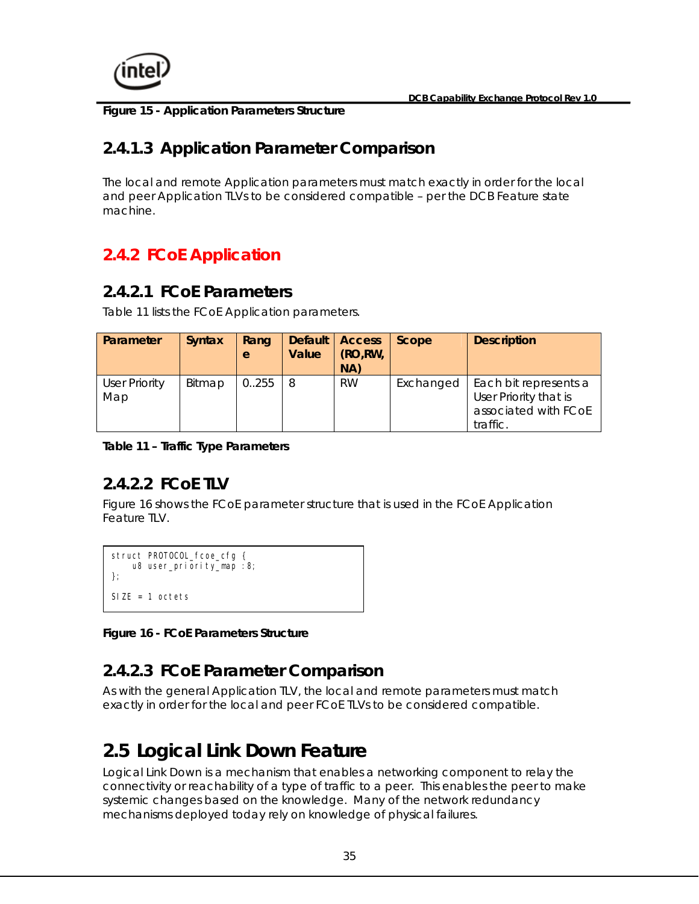**Figure 15 - Application Parameters Structure**

### 2.4.1.3 Application Parameter Comparison

The local and remote Application parameters must match exactly in order for the local and peer Application TLVs to be considered compatible – per the DCB Feature state machine.

## 2.4.2 FCoE Application

### 2.4.2.1 FCoE Parameters

Table 11 lists the FCoE Application parameters.

| Parameter | Syntax | Range | Default Value | Access (RO,RW, NA) | Scope | Description |
|---|---|---|---|---|---|---|
| User Priority Map | Bitmap | 0..255 | 8 | RW | Exchanged | Each bit represents a User Priority that is associated with FCoE traffic. |

**Table 11 – Traffic Type Parameters**

### 2.4.2.2 FCoE TLV

Figure 16 shows the FCoE parameter structure that is used in the FCoE Application Feature TLV.

```
struct PROTOCOL_fcoe_cfg {
    u8 user_priority_map :8;
};

SIZE = 1 octets
```

**Figure 16 - FCoE Parameters Structure**

### 2.4.2.3 FCoE Parameter Comparison

As with the general Application TLV, the local and remote parameters must match exactly in order for the local and peer FCoE TLVs to be considered compatible.

## 2.5 Logical Link Down Feature

Logical Link Down is a mechanism that enables a networking component to relay the connectivity or reachability of a type of traffic to a peer. This enables the peer to make systemic changes based on the knowledge. Many of the network redundancy mechanisms deployed today rely on knowledge of physical failures.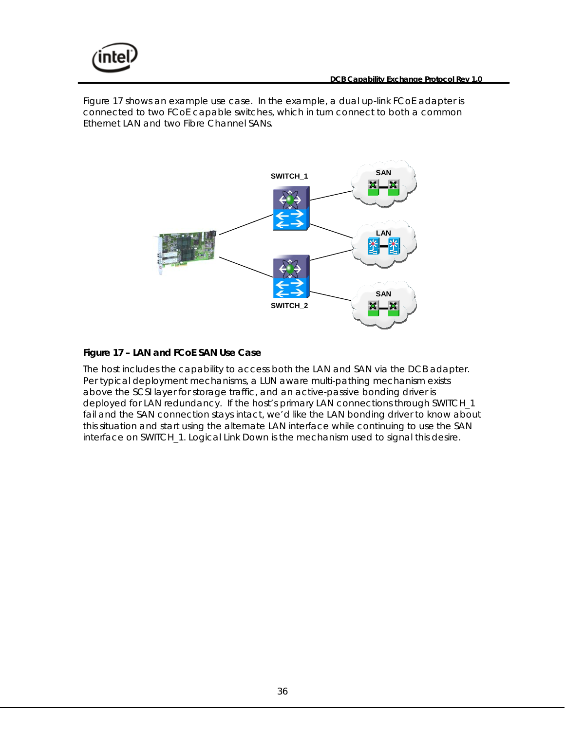Figure 17 shows an example use case. In the example, a dual up-link FCoE adapter is connected to two FCoE capable switches, which in turn connect to both a common Ethernet LAN and two Fibre Channel SANs.

**Figure 17 – LAN and FCoE SAN Use Case**

The host includes the capability to access both the LAN and SAN via the DCB adapter. Per typical deployment mechanisms, a LUN aware multi-pathing mechanism exists above the SCSI layer for storage traffic, and an active-passive bonding driver is deployed for LAN redundancy. If the host's primary LAN connections through SWITCH_1 fail and the SAN connection stays intact, we'd like the LAN bonding driver to know about this situation and start using the alternate LAN interface while continuing to use the SAN interface on SWITCH_1. Logical Link Down is the mechanism used to signal this desire.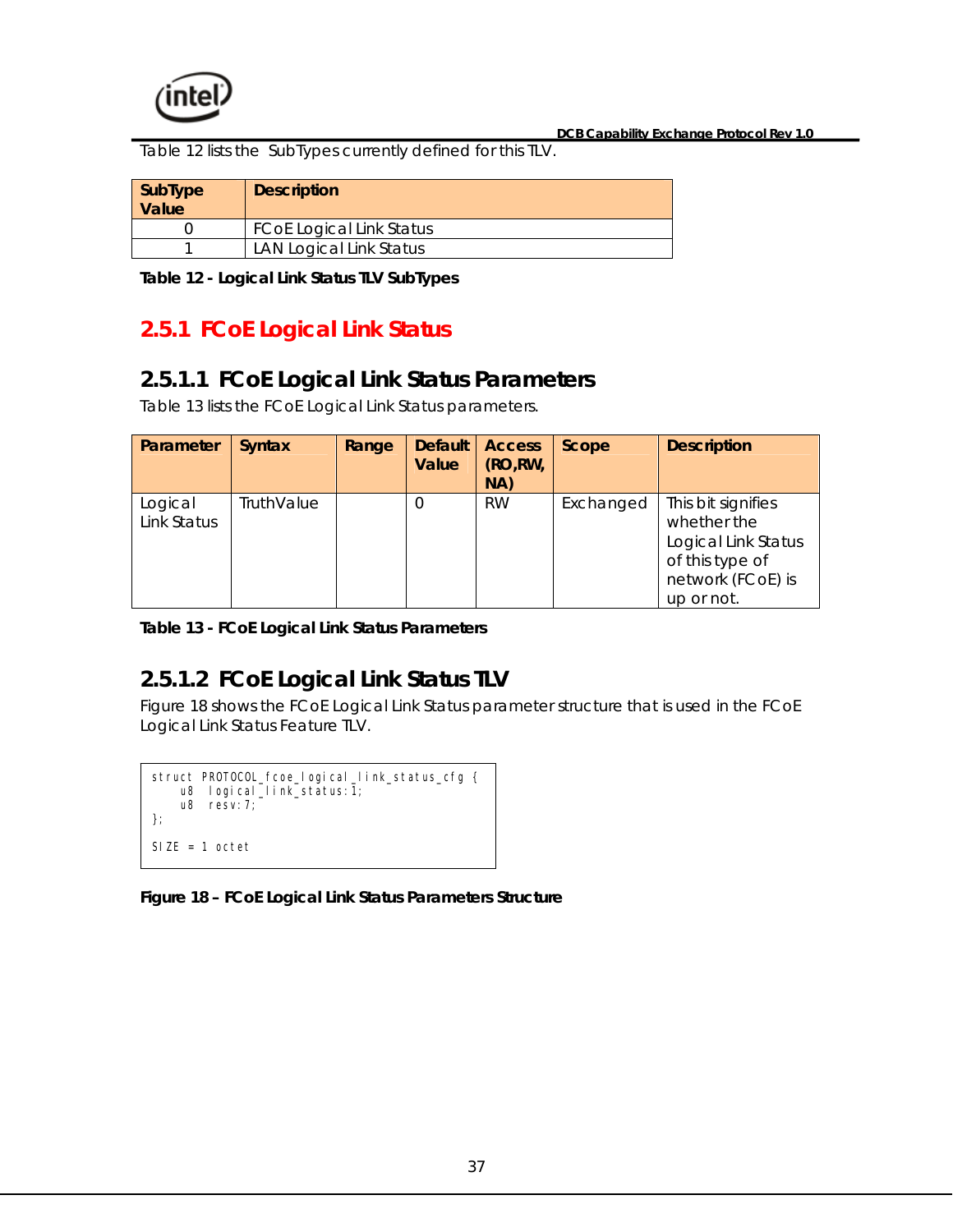Table 12 lists the SubTypes currently defined for this TLV.

| SubType Value | Description |
| --- | --- |
| 0 | FCoE Logical Link Status |
| 1 | LAN Logical Link Status |

**Table 12 - Logical Link Status TLV SubTypes**

## 2.5.1 FCoE Logical Link Status

### 2.5.1.1 FCoE Logical Link Status Parameters

Table 13 lists the FCoE Logical Link Status parameters.

| Parameter | Syntax | Range | Default Value | Access (RO,RW, NA) | Scope | Description |
| --- | --- | --- | --- | --- | --- | --- |
| Logical Link Status | TruthValue | | 0 | RW | Exchanged | This bit signifies whether the Logical Link Status of this type of network (FCoE) is up or not. |

**Table 13 - FCoE Logical Link Status Parameters**

### 2.5.1.2 FCoE Logical Link Status TLV

Figure 18 shows the FCoE Logical Link Status parameter structure that is used in the FCoE Logical Link Status Feature TLV.

```
struct PROTOCOL_fcoe_logical_link_status_cfg {
    u8  logical_link_status:1;
    u8  resv:7;
};

SIZE = 1 octet
```

**Figure 18 – FCoE Logical Link Status Parameters Structure**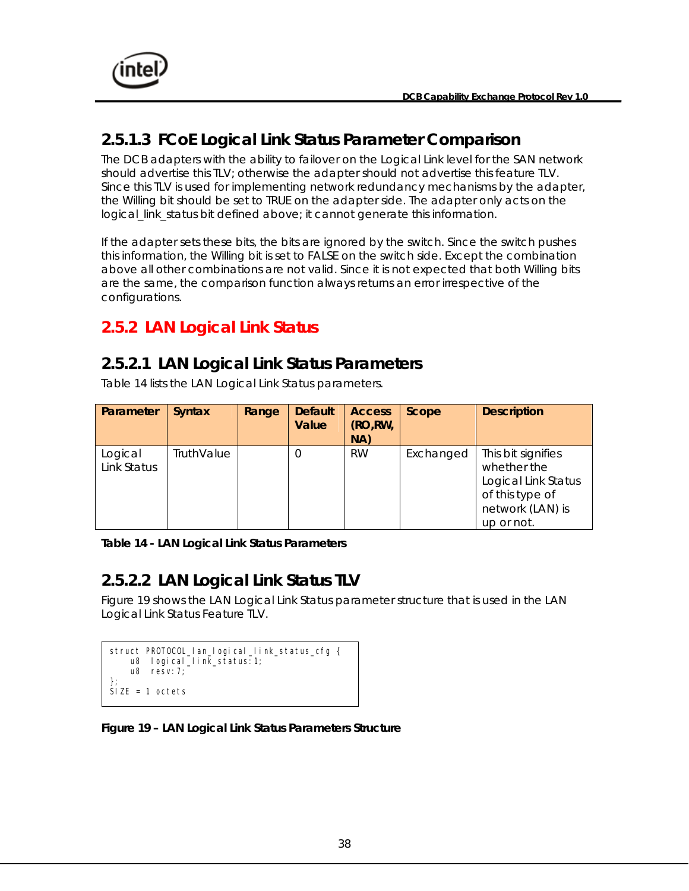### 2.5.1.3 FCoE Logical Link Status Parameter Comparison

The DCB adapters with the ability to failover on the Logical Link level for the SAN network should advertise this TLV; otherwise the adapter should not advertise this feature TLV. Since this TLV is used for implementing network redundancy mechanisms by the adapter, the Willing bit should be set to TRUE on the adapter side. The adapter only acts on the logical_link_status bit defined above; it cannot generate this information.

If the adapter sets these bits, the bits are ignored by the switch. Since the switch pushes this information, the Willing bit is set to FALSE on the switch side. Except the combination above all other combinations are not valid. Since it is not expected that both Willing bits are the same, the comparison function always returns an error irrespective of the configurations.

## 2.5.2 LAN Logical Link Status

### 2.5.2.1 LAN Logical Link Status Parameters

Table 14 lists the LAN Logical Link Status parameters.

| Parameter | Syntax | Range | Default Value | Access (RO,RW, NA) | Scope | Description |
|---|---|---|---|---|---|---|
| Logical Link Status | TruthValue | | 0 | RW | Exchanged | This bit signifies whether the Logical Link Status of this type of network (LAN) is up or not. |

**Table 14 - LAN Logical Link Status Parameters**

### 2.5.2.2 LAN Logical Link Status TLV

Figure 19 shows the LAN Logical Link Status parameter structure that is used in the LAN Logical Link Status Feature TLV.

```
struct PROTOCOL_lan_logical_link_status_cfg {
    u8  logical_link_status:1;
    u8  resv:7;
};
SIZE = 1 octets
```

**Figure 19 – LAN Logical Link Status Parameters Structure**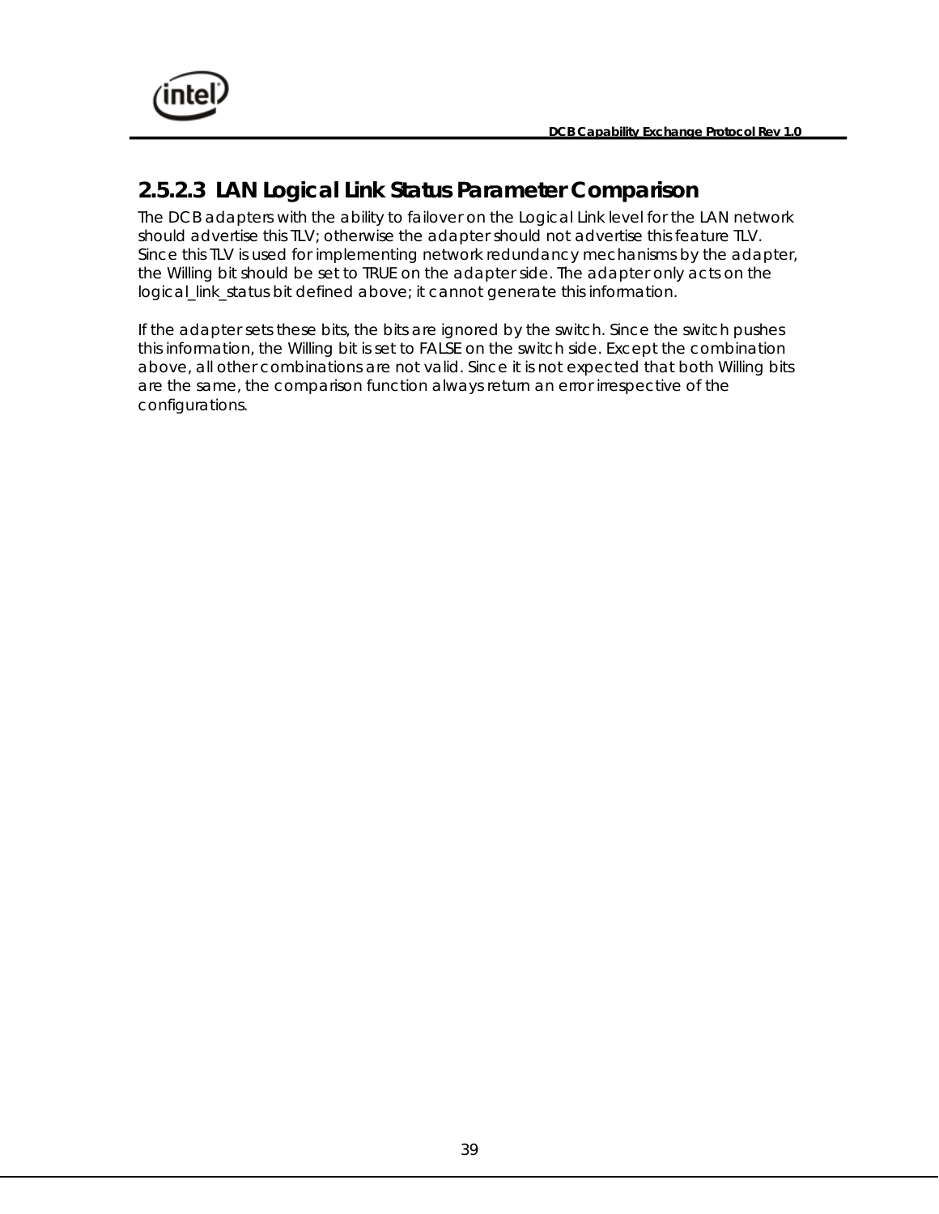### 2.5.2.3 LAN Logical Link Status Parameter Comparison

The DCB adapters with the ability to failover on the Logical Link level for the LAN network should advertise this TLV; otherwise the adapter should not advertise this feature TLV. Since this TLV is used for implementing network redundancy mechanisms by the adapter, the Willing bit should be set to TRUE on the adapter side. The adapter only acts on the logical_link_status bit defined above; it cannot generate this information.

If the adapter sets these bits, the bits are ignored by the switch. Since the switch pushes this information, the Willing bit is set to FALSE on the switch side. Except the combination above, all other combinations are not valid. Since it is not expected that both Willing bits are the same, the comparison function always return an error irrespective of the configurations.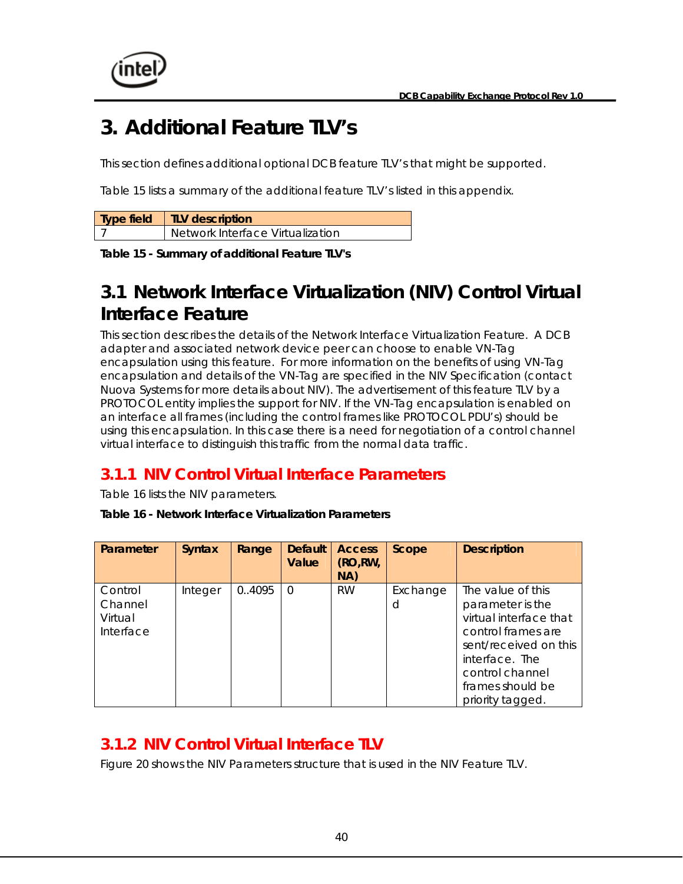# 3. Additional Feature TLV's

This section defines additional optional DCB feature TLV's that might be supported.

Table 15 lists a summary of the additional feature TLV's listed in this appendix.

| Type field | TLV description |
|---|---|
| 7 | Network Interface Virtualization |

**Table 15 - Summary of additional Feature TLV's**

## 3.1 Network Interface Virtualization (NIV) Control Virtual Interface Feature

This section describes the details of the Network Interface Virtualization Feature. A DCB adapter and associated network device peer can choose to enable VN-Tag encapsulation using this feature. For more information on the benefits of using VN-Tag encapsulation and details of the VN-Tag are specified in the NIV Specification (contact Nuova Systems for more details about NIV). The advertisement of this feature TLV by a PROTOCOL entity implies the support for NIV. If the VN-Tag encapsulation is enabled on an interface all frames (including the control frames like PROTOCOL PDU's) should be using this encapsulation. In this case there is a need for negotiation of a control channel virtual interface to distinguish this traffic from the normal data traffic.

### 3.1.1 NIV Control Virtual Interface Parameters

Table 16 lists the NIV parameters.

**Table 16 - Network Interface Virtualization Parameters**

| Parameter | Syntax | Range | Default Value | Access (RO,RW, NA) | Scope | Description |
|---|---|---|---|---|---|---|
| Control Channel Virtual Interface | Integer | 0..4095 | 0 | RW | Exchanged | The value of this parameter is the virtual interface that control frames are sent/received on this interface. The control channel frames should be priority tagged. |

### 3.1.2 NIV Control Virtual Interface TLV

Figure 20 shows the NIV Parameters structure that is used in the NIV Feature TLV.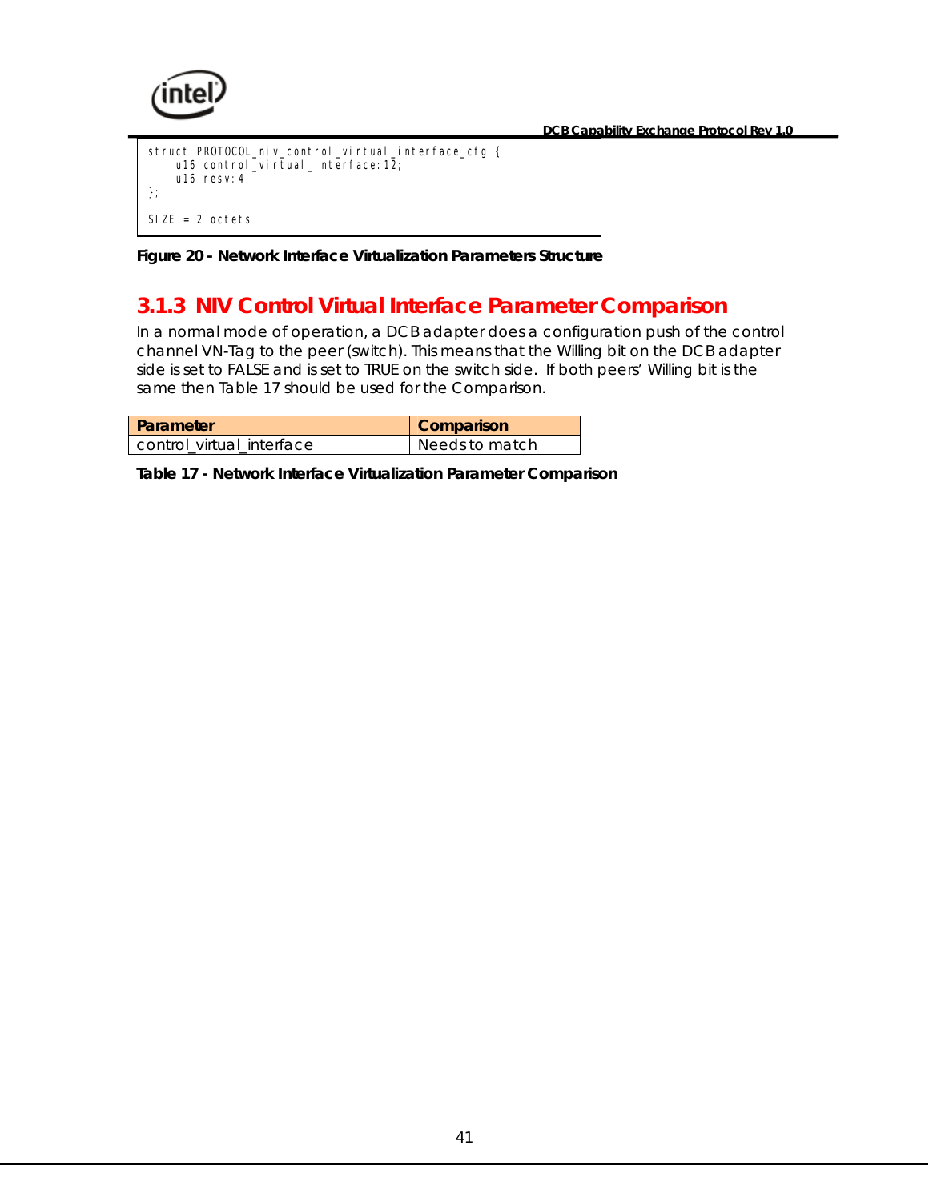```
struct PROTOCOL_niv_control_virtual_interface_cfg {
    u16 control_virtual_interface:12;
    u16 resv:4
};

SIZE = 2 octets
```

**Figure 20 - Network Interface Virtualization Parameters Structure**

### 3.1.3 NIV Control Virtual Interface Parameter Comparison

In a normal mode of operation, a DCB adapter does a configuration push of the control channel VN-Tag to the peer (switch). This means that the Willing bit on the DCB adapter side is set to FALSE and is set to TRUE on the switch side. If both peers' Willing bit is the same then Table 17 should be used for the Comparison.

| Parameter | Comparison |
|---|---|
| control_virtual_interface | Needs to match |

**Table 17 - Network Interface Virtualization Parameter Comparison**